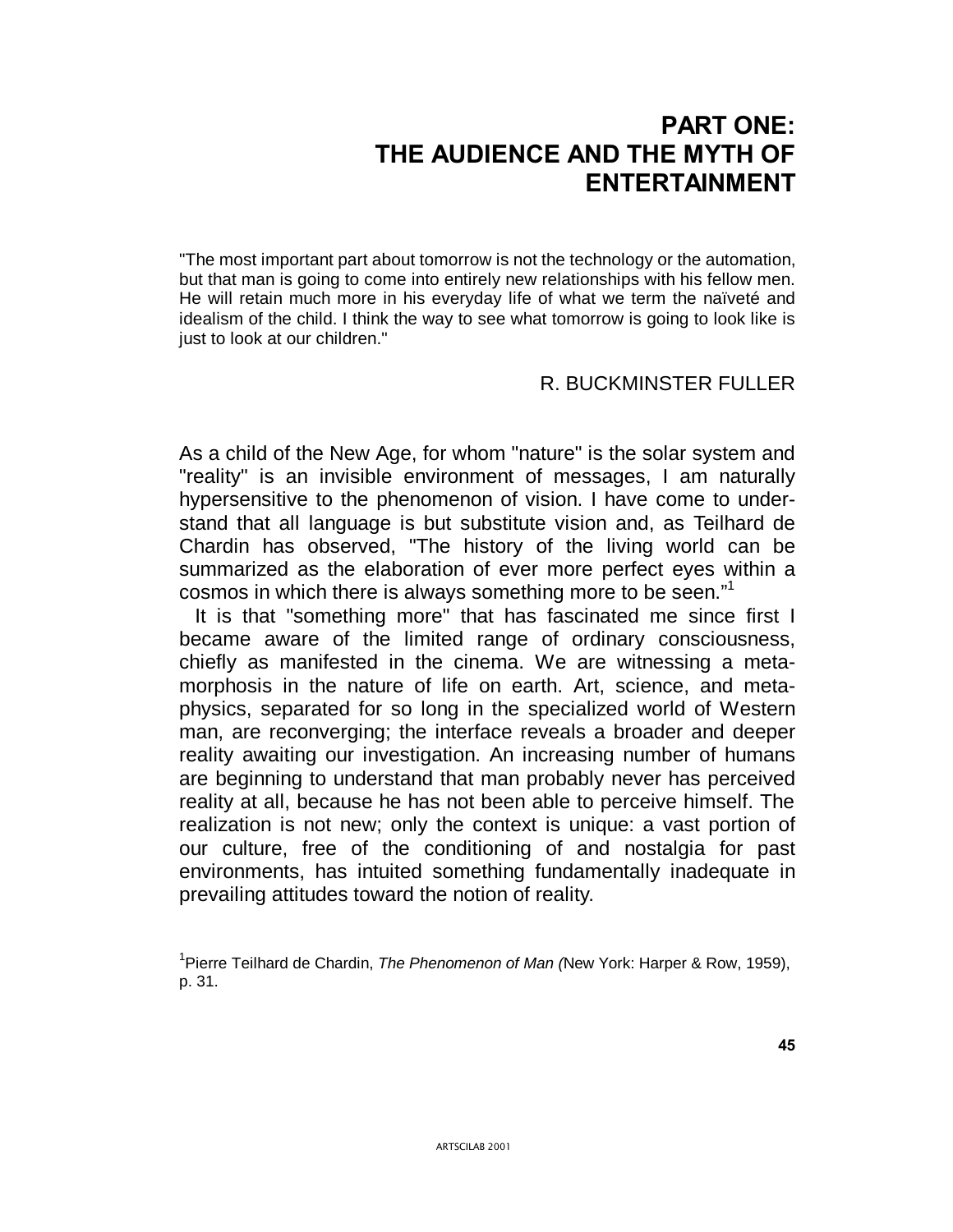# PART ONE: THE AUDIENCE AND THE MYTH OF ENTERTAINMENT

"The most important part about tomorrow is not the technology or the automation, but that man is going to come into entirely new relationships with his fellow men. He will retain much more in his everyday life of what we term the naïveté and idealism of the child. I think the way to see what tomorrow is going to look like is just to look at our children."

R. BUCKMINSTER FULLER

As a child of the New Age, for whom "nature" is the solar system and "reality" is an invisible environment of messages, I am naturally hypersensitive to the phenomenon of vision. I have come to understand that all language is but substitute vision and, as Teilhard de Chardin has observed, "The history of the living world can be summarized as the elaboration of ever more perfect eyes within a cosmos in which there is always something more to be seen."[1]

It is that "something more" that has fascinated me since first I became aware of the limited range of ordinary consciousness, chiefly as manifested in the cinema. We are witnessing a metamorphosis in the nature of life on earth. Art, science, and metaphysics, separated for so long in the specialized world of Western man, are reconverging; the interface reveals a broader and deeper reality awaiting our investigation. An increasing number of humans are beginning to understand that man probably never has perceived reality at all, because he has not been able to perceive himself. The realization is not new; only the context is unique: a vast portion of our culture, free of the conditioning of and nostalgia for past environments, has intuited something fundamentally inadequate in prevailing attitudes toward the notion of reality.

[1]Pierre Teilhard de Chardin, *The Phenomenon of Man (*New York: Harper & Row, 1959), p. 31.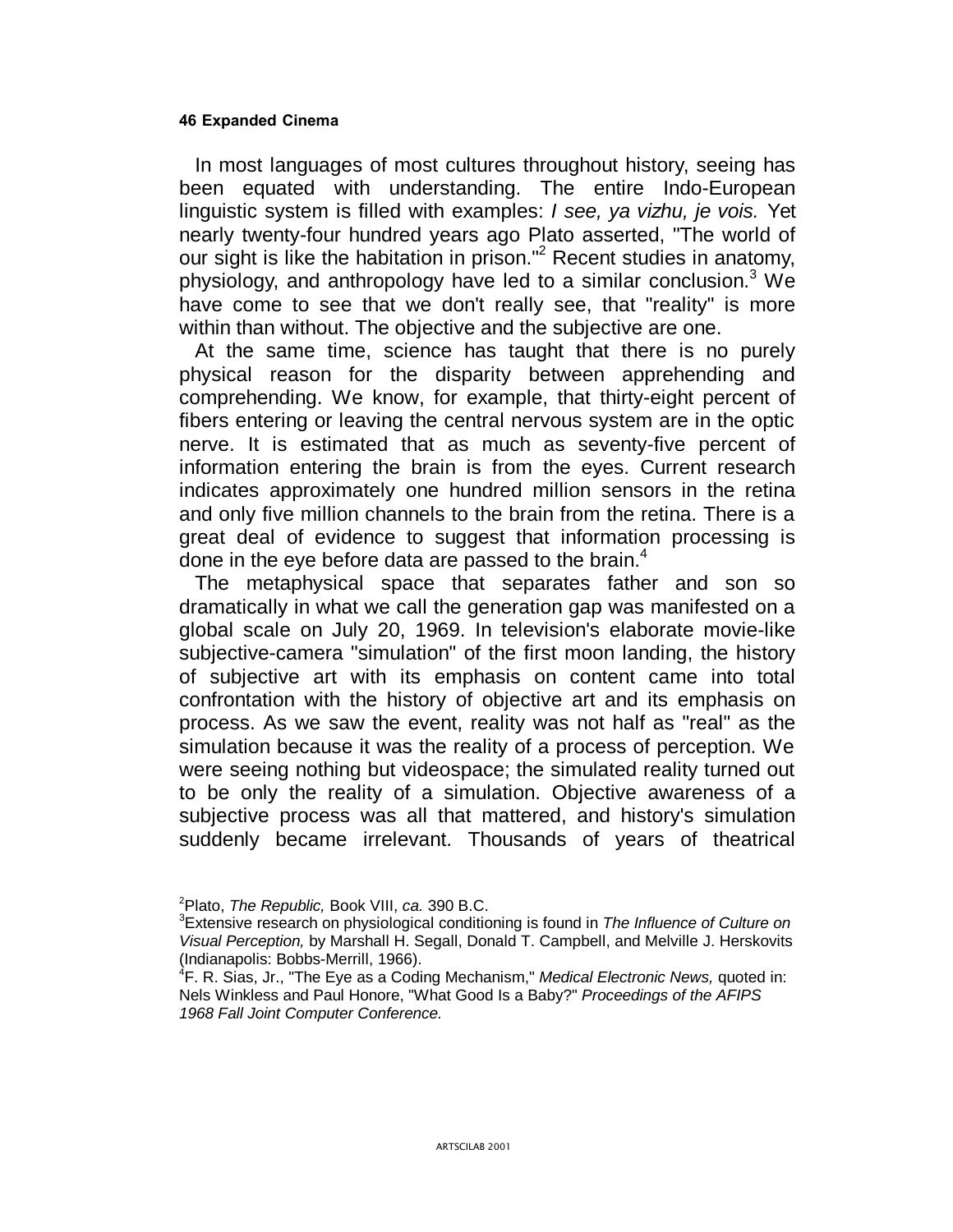In most languages of most cultures throughout history, seeing has been equated with understanding. The entire Indo-European linguistic system is filled with examples: *I see, ya vizhu, je vois.* Yet nearly twenty-four hundred years ago Plato asserted, "The world of our sight is like the habitation in prison."[2] Recent studies in anatomy, physiology, and anthropology have led to a similar conclusion.[3] We have come to see that we don't really see, that "reality" is more within than without. The objective and the subjective are one.

At the same time, science has taught that there is no purely physical reason for the disparity between apprehending and comprehending. We know, for example, that thirty-eight percent of fibers entering or leaving the central nervous system are in the optic nerve. It is estimated that as much as seventy-five percent of information entering the brain is from the eyes. Current research indicates approximately one hundred million sensors in the retina and only five million channels to the brain from the retina. There is a great deal of evidence to suggest that information processing is done in the eye before data are passed to the brain.[4]

The metaphysical space that separates father and son so dramatically in what we call the generation gap was manifested on a global scale on July 20, 1969. In television's elaborate movie-like subjective-camera "simulation" of the first moon landing, the history of subjective art with its emphasis on content came into total confrontation with the history of objective art and its emphasis on process. As we saw the event, reality was not half as "real" as the simulation because it was the reality of a process of perception. We were seeing nothing but videospace; the simulated reality turned out to be only the reality of a simulation. Objective awareness of a subjective process was all that mattered, and history's simulation suddenly became irrelevant. Thousands of years of theatrical

[2] Plato, *The Republic,* Book VIII, *ca.* 390 B.C.

[3] Extensive research on physiological conditioning is found in *The Influence of Culture on Visual Perception,* by Marshall H. Segall, Donald T. Campbell, and Melville J. Herskovits (Indianapolis: Bobbs-Merrill, 1966).

[4] F. R. Sias, Jr., "The Eye as a Coding Mechanism," *Medical Electronic News,* quoted in: Nels Winkless and Paul Honore, "What Good Is a Baby?" *Proceedings of the AFIPS 1968 Fall Joint Computer Conference.*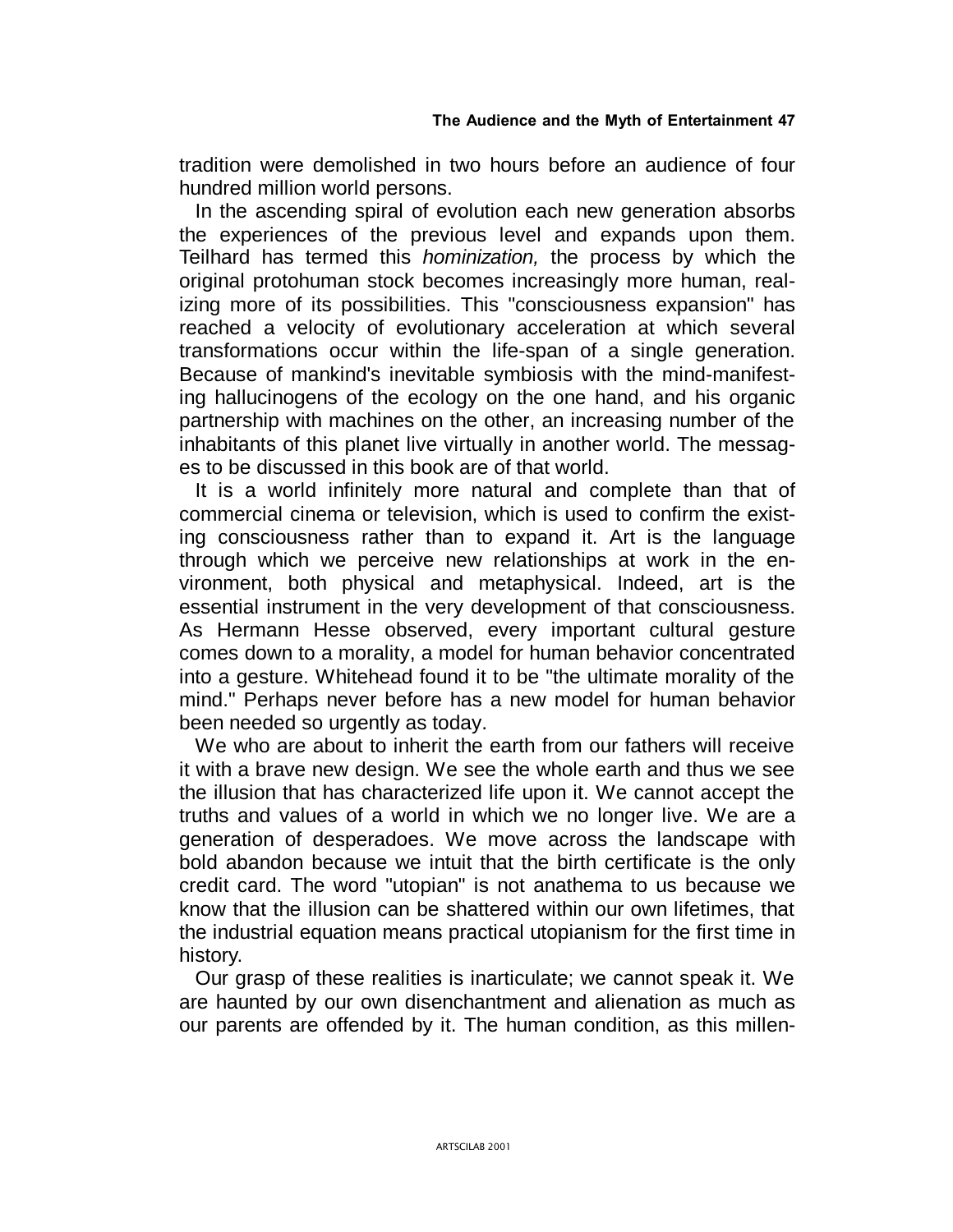tradition were demolished in two hours before an audience of four hundred million world persons.

In the ascending spiral of evolution each new generation absorbs the experiences of the previous level and expands upon them. Teilhard has termed this *hominization,* the process by which the original protohuman stock becomes increasingly more human, realizing more of its possibilities. This "consciousness expansion" has reached a velocity of evolutionary acceleration at which several transformations occur within the life-span of a single generation. Because of mankind's inevitable symbiosis with the mind-manifesting hallucinogens of the ecology on the one hand, and his organic partnership with machines on the other, an increasing number of the inhabitants of this planet live virtually in another world. The messages to be discussed in this book are of that world.

It is a world infinitely more natural and complete than that of commercial cinema or television, which is used to confirm the existing consciousness rather than to expand it. Art is the language through which we perceive new relationships at work in the environment, both physical and metaphysical. Indeed, art is the essential instrument in the very development of that consciousness. As Hermann Hesse observed, every important cultural gesture comes down to a morality, a model for human behavior concentrated into a gesture. Whitehead found it to be "the ultimate morality of the mind." Perhaps never before has a new model for human behavior been needed so urgently as today.

We who are about to inherit the earth from our fathers will receive it with a brave new design. We see the whole earth and thus we see the illusion that has characterized life upon it. We cannot accept the truths and values of a world in which we no longer live. We are a generation of desperadoes. We move across the landscape with bold abandon because we intuit that the birth certificate is the only credit card. The word "utopian" is not anathema to us because we know that the illusion can be shattered within our own lifetimes, that the industrial equation means practical utopianism for the first time in history.

Our grasp of these realities is inarticulate; we cannot speak it. We are haunted by our own disenchantment and alienation as much as our parents are offended by it. The human condition, as this millen-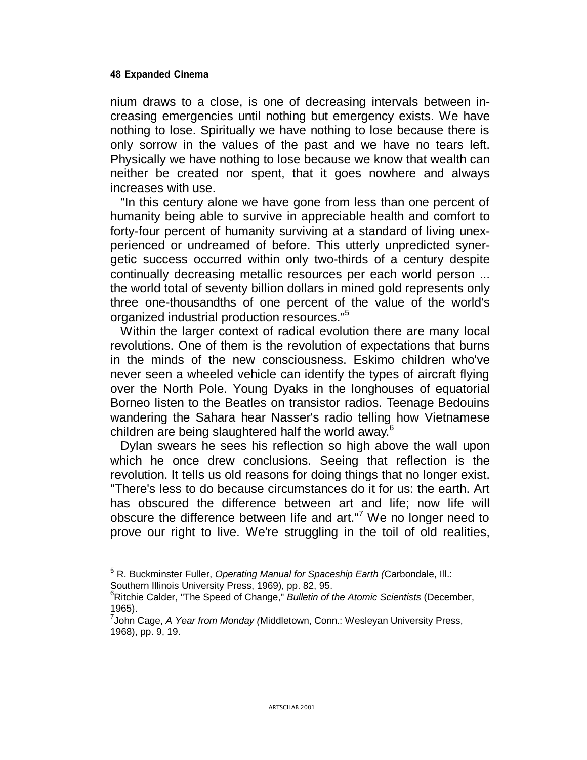nium draws to a close, is one of decreasing intervals between increasing emergencies until nothing but emergency exists. We have nothing to lose. Spiritually we have nothing to lose because there is only sorrow in the values of the past and we have no tears left. Physically we have nothing to lose because we know that wealth can neither be created nor spent, that it goes nowhere and always increases with use.

"In this century alone we have gone from less than one percent of humanity being able to survive in appreciable health and comfort to forty-four percent of humanity surviving at a standard of living unexperienced or undreamed of before. This utterly unpredicted synergetic success occurred within only two-thirds of a century despite continually decreasing metallic resources per each world person ... the world total of seventy billion dollars in mined gold represents only three one-thousandths of one percent of the value of the world's organized industrial production resources."[5]

Within the larger context of radical evolution there are many local revolutions. One of them is the revolution of expectations that burns in the minds of the new consciousness. Eskimo children who've never seen a wheeled vehicle can identify the types of aircraft flying over the North Pole. Young Dyaks in the longhouses of equatorial Borneo listen to the Beatles on transistor radios. Teenage Bedouins wandering the Sahara hear Nasser's radio telling how Vietnamese children are being slaughtered half the world away.[6]

Dylan swears he sees his reflection so high above the wall upon which he once drew conclusions. Seeing that reflection is the revolution. It tells us old reasons for doing things that no longer exist. "There's less to do because circumstances do it for us: the earth. Art has obscured the difference between art and life; now life will obscure the difference between life and art."[7] We no longer need to prove our right to live. We're struggling in the toil of old realities,

---

[5] R. Buckminster Fuller, *Operating Manual for Spaceship Earth (*Carbondale, Ill.: Southern Illinois University Press, 1969), pp. 82, 95.

[6] Ritchie Calder, "The Speed of Change," *Bulletin of the Atomic Scientists* (December, 1965).

[7] John Cage, *A Year from Monday (*Middletown, Conn.: Wesleyan University Press, 1968), pp. 9, 19.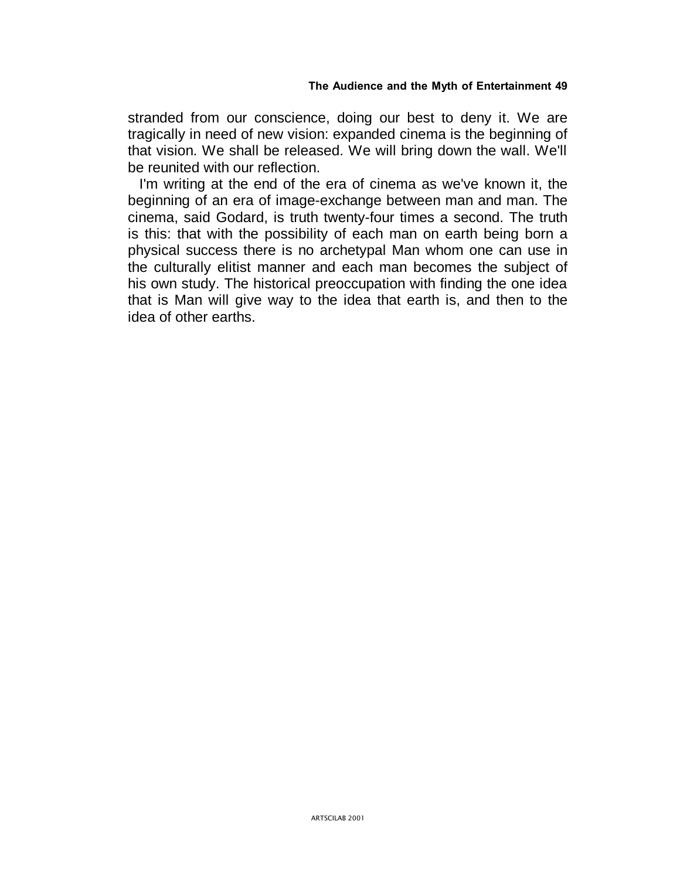stranded from our conscience, doing our best to deny it. We are tragically in need of new vision: expanded cinema is the beginning of that vision. We shall be released. We will bring down the wall. We'll be reunited with our reflection.

I'm writing at the end of the era of cinema as we've known it, the beginning of an era of image-exchange between man and man. The cinema, said Godard, is truth twenty-four times a second. The truth is this: that with the possibility of each man on earth being born a physical success there is no archetypal Man whom one can use in the culturally elitist manner and each man becomes the subject of his own study. The historical preoccupation with finding the one idea that is Man will give way to the idea that earth is, and then to the idea of other earths.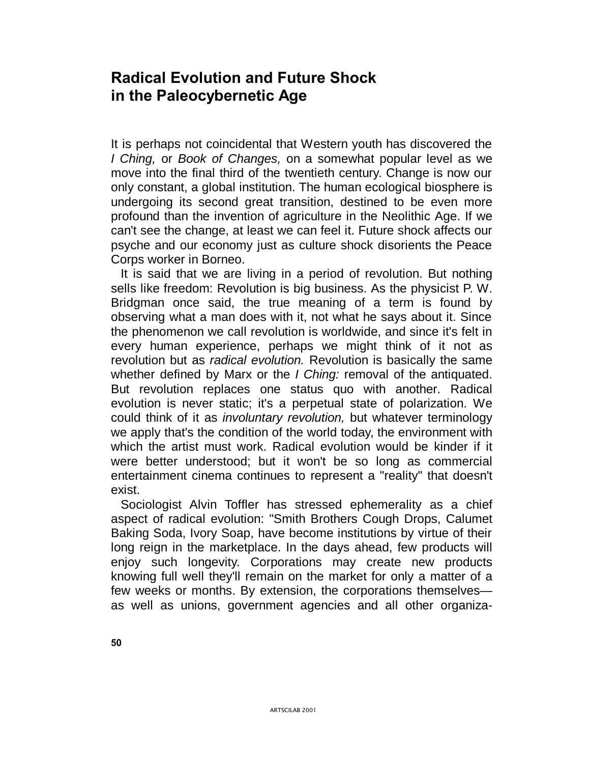## Radical Evolution and Future Shock in the Paleocybernetic Age

It is perhaps not coincidental that Western youth has discovered the *I Ching,* or *Book of Changes,* on a somewhat popular level as we move into the final third of the twentieth century. Change is now our only constant, a global institution. The human ecological biosphere is undergoing its second great transition, destined to be even more profound than the invention of agriculture in the Neolithic Age. If we can't see the change, at least we can feel it. Future shock affects our psyche and our economy just as culture shock disorients the Peace Corps worker in Borneo.

It is said that we are living in a period of revolution. But nothing sells like freedom: Revolution is big business. As the physicist P. W. Bridgman once said, the true meaning of a term is found by observing what a man does with it, not what he says about it. Since the phenomenon we call revolution is worldwide, and since it's felt in every human experience, perhaps we might think of it not as revolution but as *radical evolution.* Revolution is basically the same whether defined by Marx or the *I Ching:* removal of the antiquated. But revolution replaces one status quo with another. Radical evolution is never static; it's a perpetual state of polarization. We could think of it as *involuntary revolution,* but whatever terminology we apply that's the condition of the world today, the environment with which the artist must work. Radical evolution would be kinder if it were better understood; but it won't be so long as commercial entertainment cinema continues to represent a "reality" that doesn't exist.

Sociologist Alvin Toffler has stressed ephemerality as a chief aspect of radical evolution: "Smith Brothers Cough Drops, Calumet Baking Soda, Ivory Soap, have become institutions by virtue of their long reign in the marketplace. In the days ahead, few products will enjoy such longevity. Corporations may create new products knowing full well they'll remain on the market for only a matter of a few weeks or months. By extension, the corporations themselves— as well as unions, government agencies and all other organiza-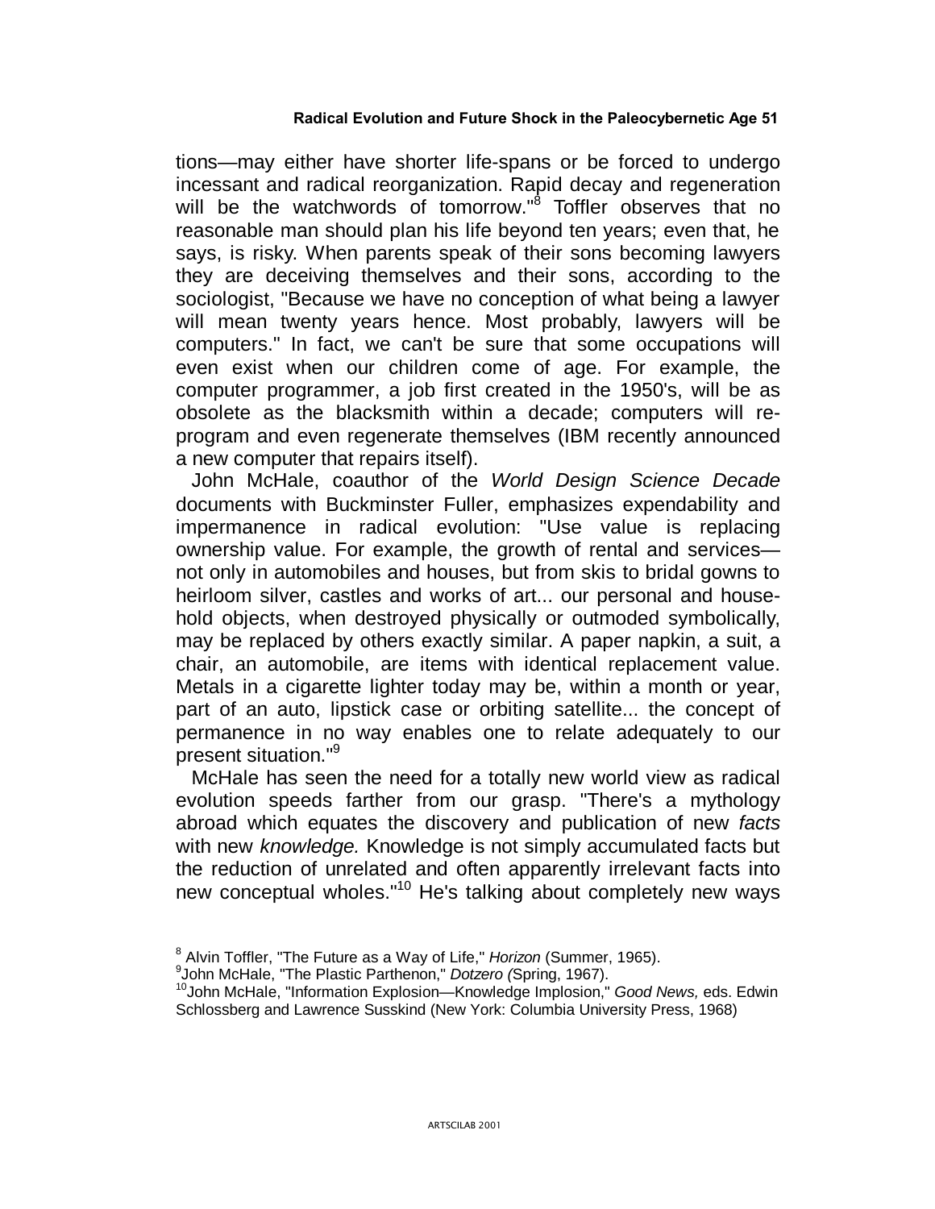tions—may either have shorter life-spans or be forced to undergo incessant and radical reorganization. Rapid decay and regeneration will be the watchwords of tomorrow."[8] Toffler observes that no reasonable man should plan his life beyond ten years; even that, he says, is risky. When parents speak of their sons becoming lawyers they are deceiving themselves and their sons, according to the sociologist, "Because we have no conception of what being a lawyer will mean twenty years hence. Most probably, lawyers will be computers." In fact, we can't be sure that some occupations will even exist when our children come of age. For example, the computer programmer, a job first created in the 1950's, will be as obsolete as the blacksmith within a decade; computers will re-program and even regenerate themselves (IBM recently announced a new computer that repairs itself).

John McHale, coauthor of the *World Design Science Decade* documents with Buckminster Fuller, emphasizes expendability and impermanence in radical evolution: "Use value is replacing ownership value. For example, the growth of rental and services—not only in automobiles and houses, but from skis to bridal gowns to heirloom silver, castles and works of art... our personal and household objects, when destroyed physically or outmoded symbolically, may be replaced by others exactly similar. A paper napkin, a suit, a chair, an automobile, are items with identical replacement value. Metals in a cigarette lighter today may be, within a month or year, part of an auto, lipstick case or orbiting satellite... the concept of permanence in no way enables one to relate adequately to our present situation."[9]

McHale has seen the need for a totally new world view as radical evolution speeds farther from our grasp. "There's a mythology abroad which equates the discovery and publication of new *facts* with new *knowledge.* Knowledge is not simply accumulated facts but the reduction of unrelated and often apparently irrelevant facts into new conceptual wholes."[10] He's talking about completely new ways

[8] Alvin Toffler, "The Future as a Way of Life," *Horizon* (Summer, 1965).
[9] John McHale, "The Plastic Parthenon," *Dotzero (*Spring, 1967).
[10] John McHale, "Information Explosion—Knowledge Implosion," *Good News,* eds. Edwin Schlossberg and Lawrence Susskind (New York: Columbia University Press, 1968)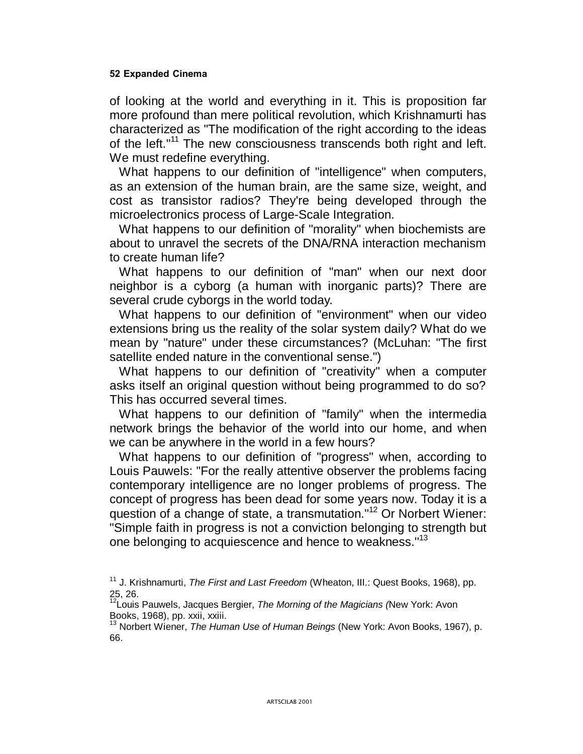of looking at the world and everything in it. This is proposition far more profound than mere political revolution, which Krishnamurti has characterized as "The modification of the right according to the ideas of the left."[11] The new consciousness transcends both right and left. We must redefine everything.

What happens to our definition of "intelligence" when computers, as an extension of the human brain, are the same size, weight, and cost as transistor radios? They're being developed through the microelectronics process of Large-Scale Integration.

What happens to our definition of "morality" when biochemists are about to unravel the secrets of the DNA/RNA interaction mechanism to create human life?

What happens to our definition of "man" when our next door neighbor is a cyborg (a human with inorganic parts)? There are several crude cyborgs in the world today.

What happens to our definition of "environment" when our video extensions bring us the reality of the solar system daily? What do we mean by "nature" under these circumstances? (McLuhan: "The first satellite ended nature in the conventional sense.")

What happens to our definition of "creativity" when a computer asks itself an original question without being programmed to do so? This has occurred several times.

What happens to our definition of "family" when the intermedia network brings the behavior of the world into our home, and when we can be anywhere in the world in a few hours?

What happens to our definition of "progress" when, according to Louis Pauwels: "For the really attentive observer the problems facing contemporary intelligence are no longer problems of progress. The concept of progress has been dead for some years now. Today it is a question of a change of state, a transmutation."[12] Or Norbert Wiener: "Simple faith in progress is not a conviction belonging to strength but one belonging to acquiescence and hence to weakness."[13]

[11] J. Krishnamurti, *The First and Last Freedom* (Wheaton, III.: Quest Books, 1968), pp. 25, 26.

[12] Louis Pauwels, Jacques Bergier, *The Morning of the Magicians* (New York: Avon Books, 1968), pp. xxii, xxiii.

[13] Norbert Wiener, *The Human Use of Human Beings* (New York: Avon Books, 1967), p. 66.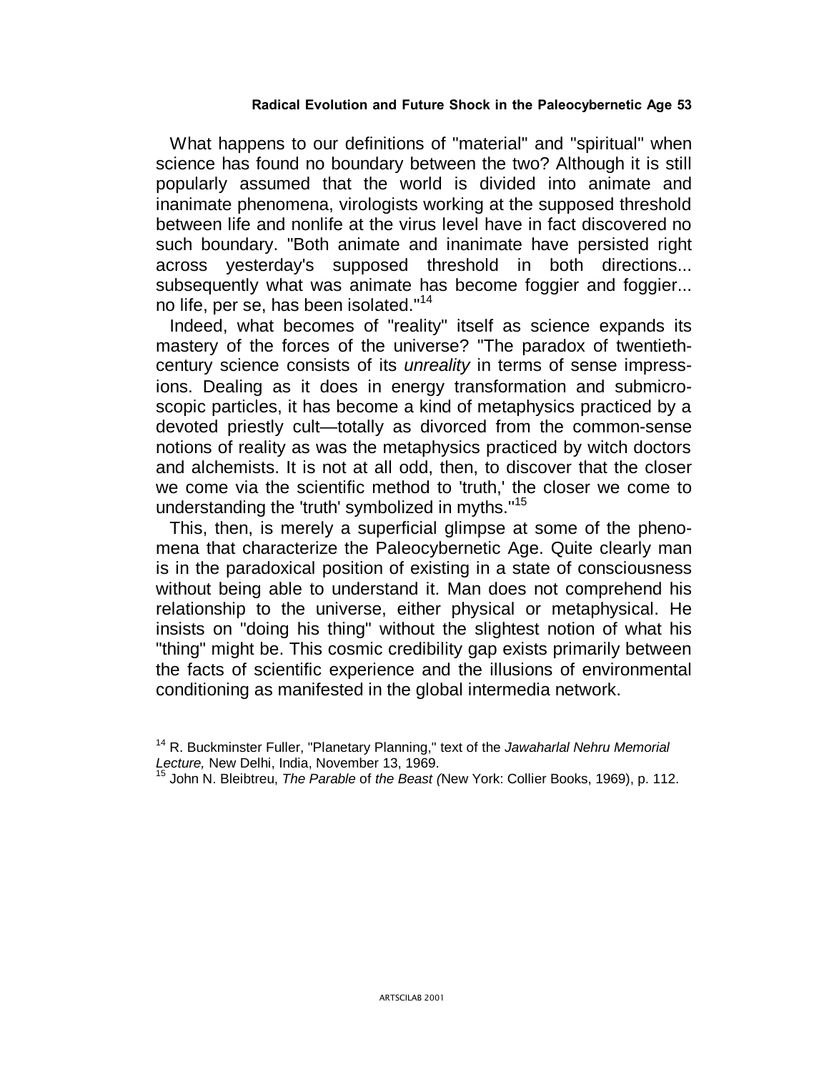What happens to our definitions of "material" and "spiritual" when science has found no boundary between the two? Although it is still popularly assumed that the world is divided into animate and inanimate phenomena, virologists working at the supposed threshold between life and nonlife at the virus level have in fact discovered no such boundary. "Both animate and inanimate have persisted right across yesterday's supposed threshold in both directions... subsequently what was animate has become foggier and foggier... no life, per se, has been isolated."[14]

Indeed, what becomes of "reality" itself as science expands its mastery of the forces of the universe? "The paradox of twentieth-century science consists of its *unreality* in terms of sense impressions. Dealing as it does in energy transformation and submicroscopic particles, it has become a kind of metaphysics practiced by a devoted priestly cult—totally as divorced from the common-sense notions of reality as was the metaphysics practiced by witch doctors and alchemists. It is not at all odd, then, to discover that the closer we come via the scientific method to 'truth,' the closer we come to understanding the 'truth' symbolized in myths."[15]

This, then, is merely a superficial glimpse at some of the phenomena that characterize the Paleocybernetic Age. Quite clearly man is in the paradoxical position of existing in a state of consciousness without being able to understand it. Man does not comprehend his relationship to the universe, either physical or metaphysical. He insists on "doing his thing" without the slightest notion of what his "thing" might be. This cosmic credibility gap exists primarily between the facts of scientific experience and the illusions of environmental conditioning as manifested in the global intermedia network.

[14] R. Buckminster Fuller, "Planetary Planning," text of the *Jawaharlal Nehru Memorial Lecture,* New Delhi, India, November 13, 1969.
[15] John N. Bleibtreu, *The Parable* of *the Beast* (New York: Collier Books, 1969), p. 112.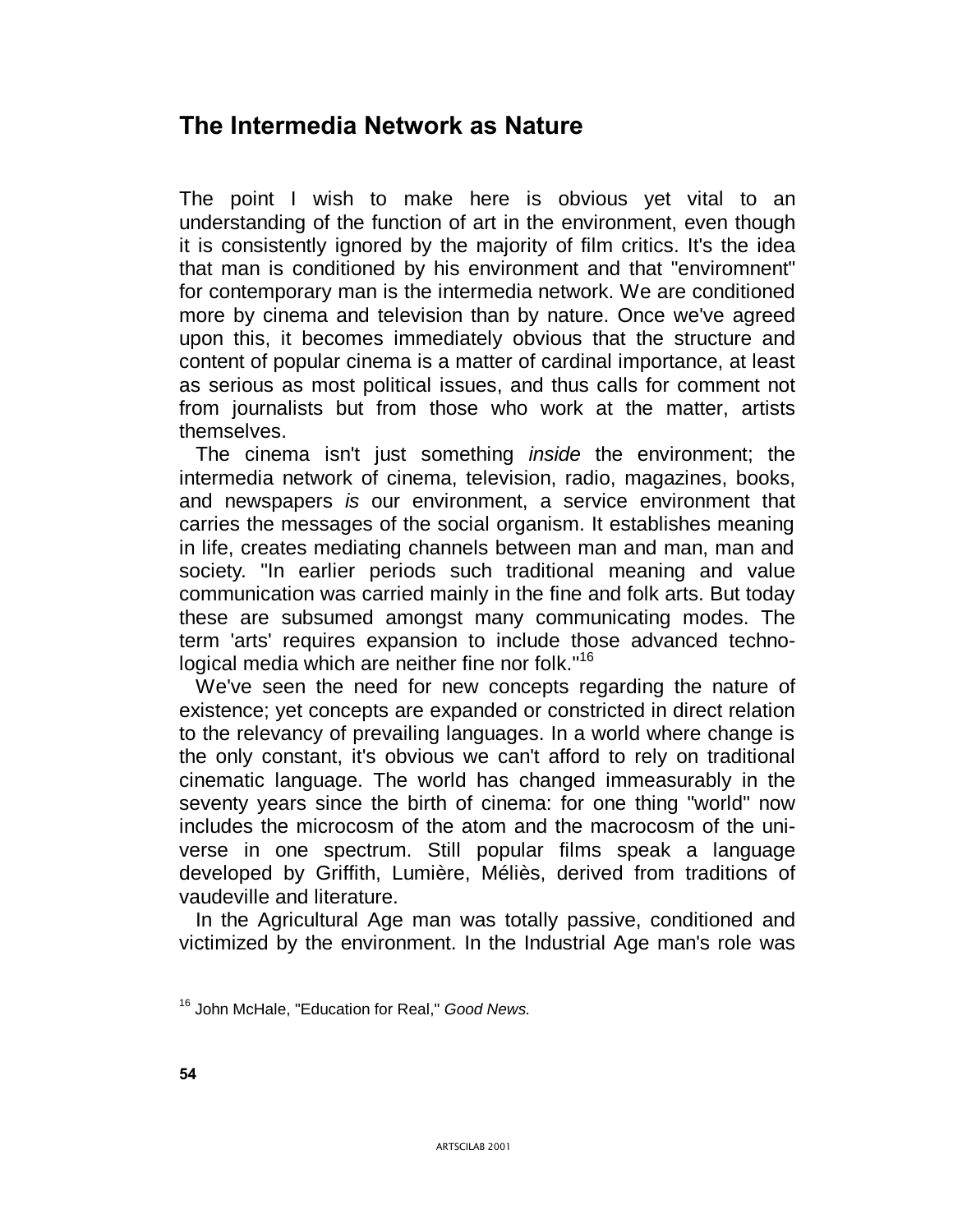## The Intermedia Network as Nature

The point I wish to make here is obvious yet vital to an understanding of the function of art in the environment, even though it is consistently ignored by the majority of film critics. It's the idea that man is conditioned by his environment and that "enviromnent" for contemporary man is the intermedia network. We are conditioned more by cinema and television than by nature. Once we've agreed upon this, it becomes immediately obvious that the structure and content of popular cinema is a matter of cardinal importance, at least as serious as most political issues, and thus calls for comment not from journalists but from those who work at the matter, artists themselves.

The cinema isn't just something *inside* the environment; the intermedia network of cinema, television, radio, magazines, books, and newspapers *is* our environment, a service environment that carries the messages of the social organism. It establishes meaning in life, creates mediating channels between man and man, man and society. "In earlier periods such traditional meaning and value communication was carried mainly in the fine and folk arts. But today these are subsumed amongst many communicating modes. The term 'arts' requires expansion to include those advanced technological media which are neither fine nor folk."[16]

We've seen the need for new concepts regarding the nature of existence; yet concepts are expanded or constricted in direct relation to the relevancy of prevailing languages. In a world where change is the only constant, it's obvious we can't afford to rely on traditional cinematic language. The world has changed immeasurably in the seventy years since the birth of cinema: for one thing "world" now includes the microcosm of the atom and the macrocosm of the universe in one spectrum. Still popular films speak a language developed by Griffith, Lumière, Méliès, derived from traditions of vaudeville and literature.

In the Agricultural Age man was totally passive, conditioned and victimized by the environment. In the Industrial Age man's role was

[16] John McHale, "Education for Real," *Good News.*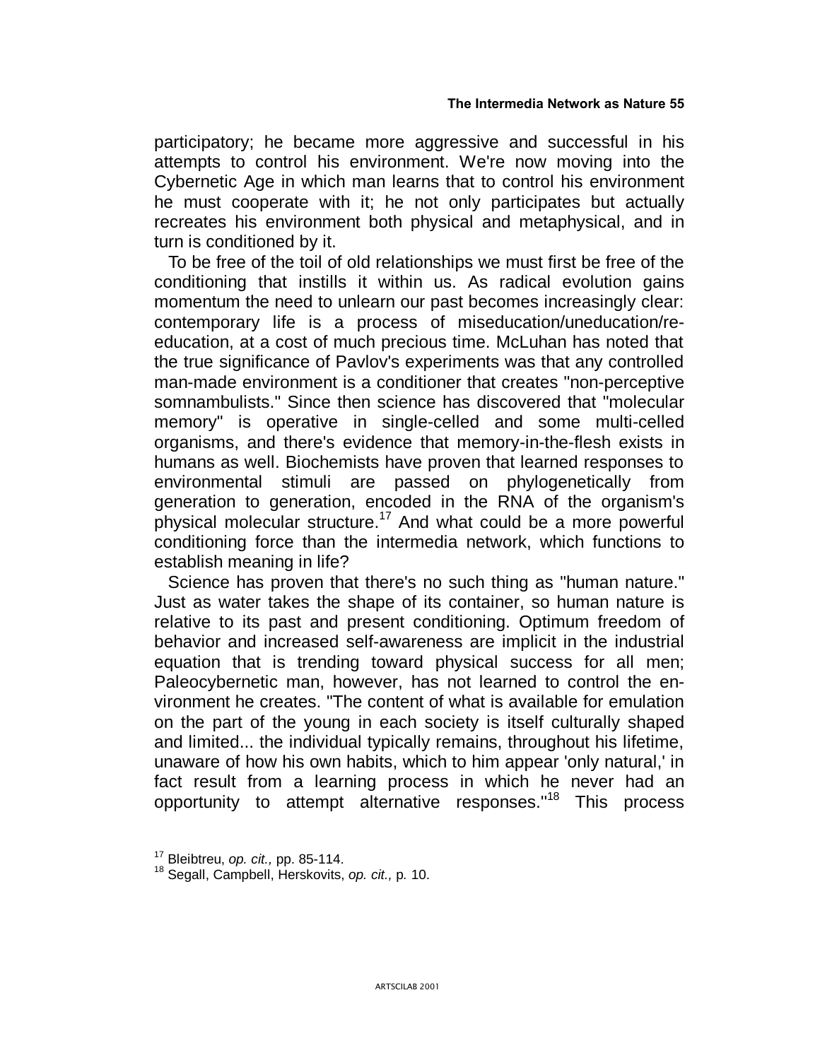participatory; he became more aggressive and successful in his attempts to control his environment. We're now moving into the Cybernetic Age in which man learns that to control his environment he must cooperate with it; he not only participates but actually recreates his environment both physical and metaphysical, and in turn is conditioned by it.

To be free of the toil of old relationships we must first be free of the conditioning that instills it within us. As radical evolution gains momentum the need to unlearn our past becomes increasingly clear: contemporary life is a process of miseducation/uneducation/re-education, at a cost of much precious time. McLuhan has noted that the true significance of Pavlov's experiments was that any controlled man-made environment is a conditioner that creates "non-perceptive somnambulists." Since then science has discovered that "molecular memory" is operative in single-celled and some multi-celled organisms, and there's evidence that memory-in-the-flesh exists in humans as well. Biochemists have proven that learned responses to environmental stimuli are passed on phylogenetically from generation to generation, encoded in the RNA of the organism's physical molecular structure.[17] And what could be a more powerful conditioning force than the intermedia network, which functions to establish meaning in life?

Science has proven that there's no such thing as "human nature." Just as water takes the shape of its container, so human nature is relative to its past and present conditioning. Optimum freedom of behavior and increased self-awareness are implicit in the industrial equation that is trending toward physical success for all men; Paleocybernetic man, however, has not learned to control the environment he creates. "The content of what is available for emulation on the part of the young in each society is itself culturally shaped and limited... the individual typically remains, throughout his lifetime, unaware of how his own habits, which to him appear 'only natural,' in fact result from a learning process in which he never had an opportunity to attempt alternative responses."[18] This process

[17] Bleibtreu, *op. cit.,* pp. 85-114.
[18] Segall, Campbell, Herskovits, *op. cit.,* p. 10.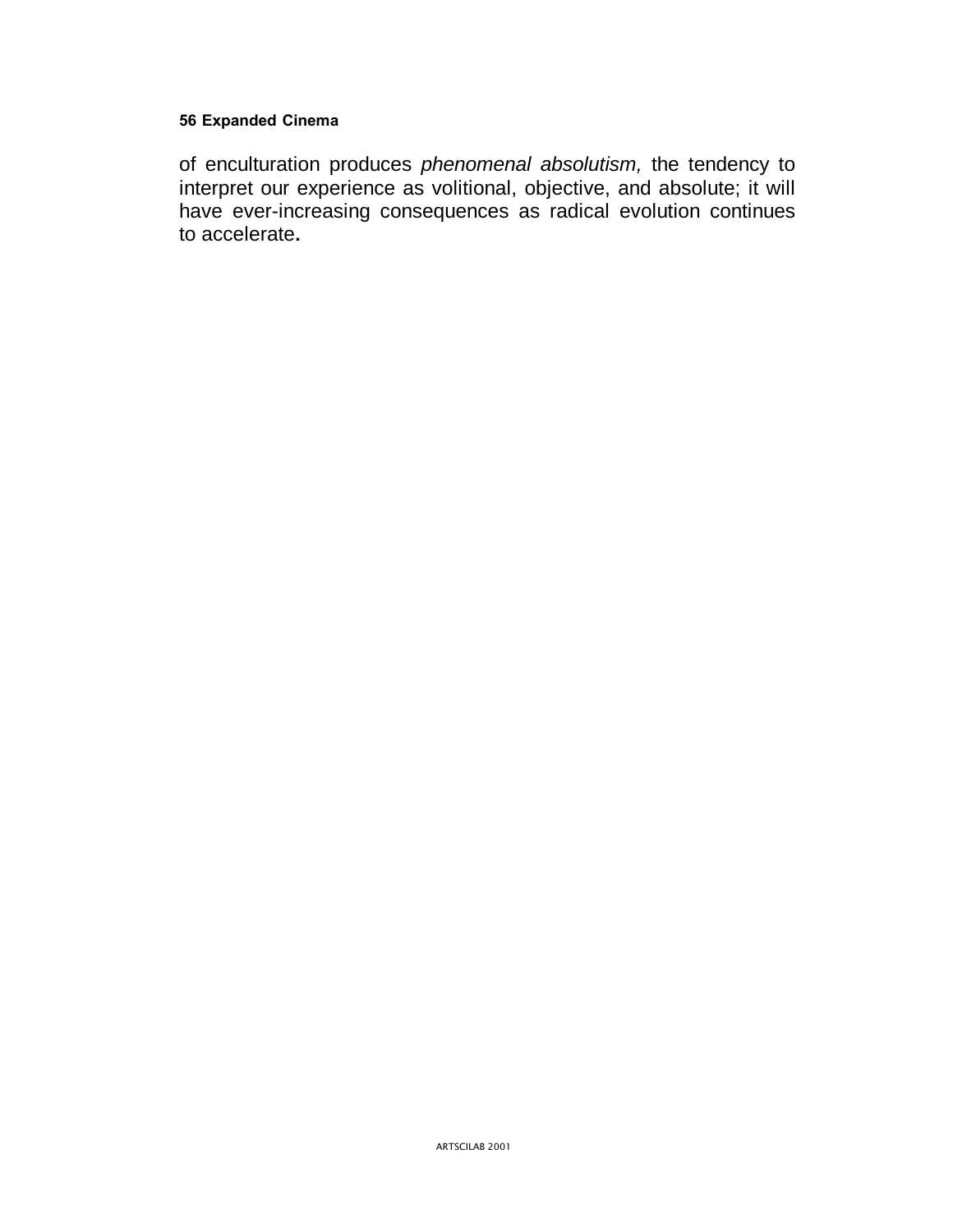of enculturation produces *phenomenal absolutism,* the tendency to interpret our experience as volitional, objective, and absolute; it will have ever-increasing consequences as radical evolution continues to accelerate.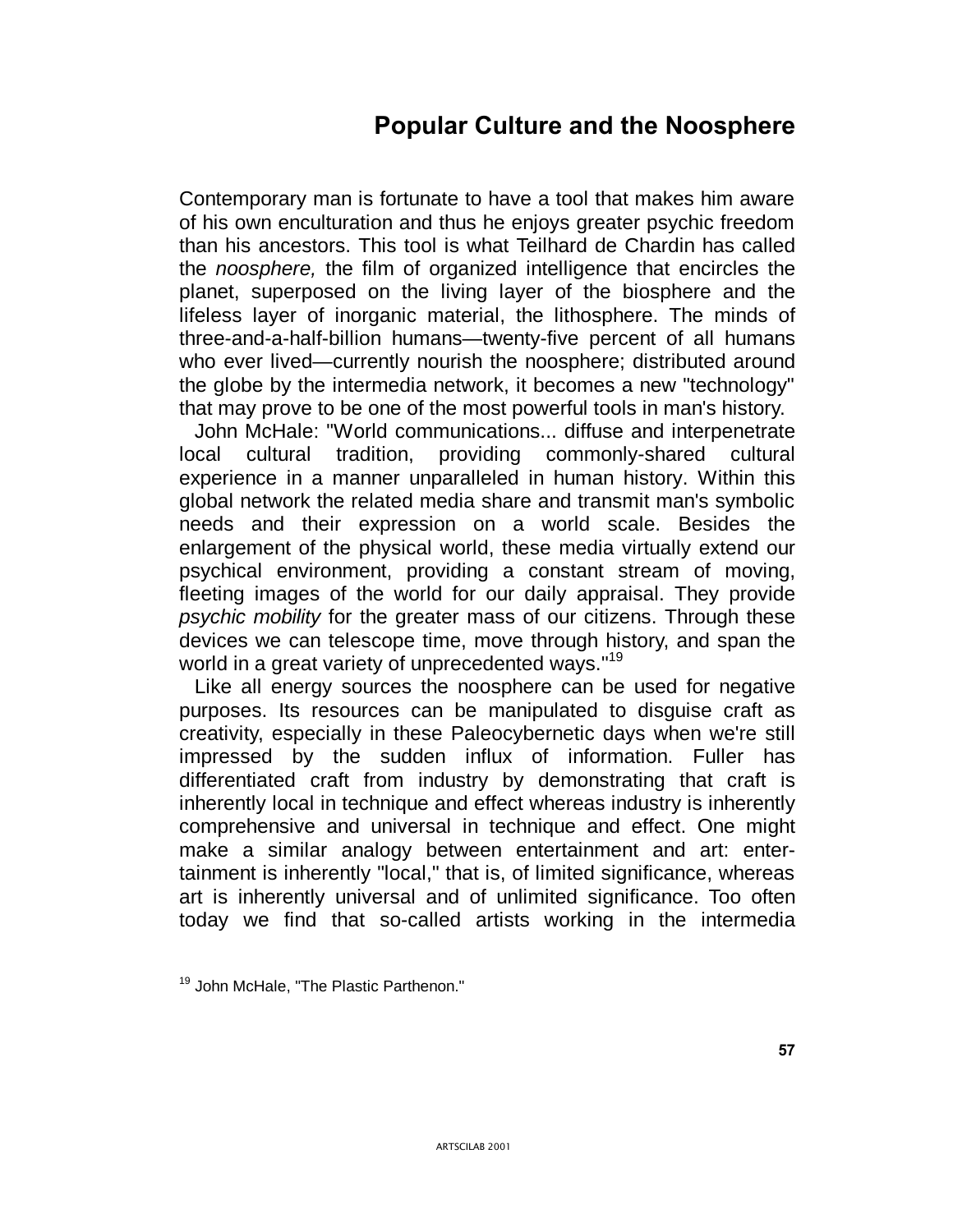## Popular Culture and the Noosphere

Contemporary man is fortunate to have a tool that makes him aware of his own enculturation and thus he enjoys greater psychic freedom than his ancestors. This tool is what Teilhard de Chardin has called the *noosphere,* the film of organized intelligence that encircles the planet, superposed on the living layer of the biosphere and the lifeless layer of inorganic material, the lithosphere. The minds of three-and-a-half-billion humans—twenty-five percent of all humans who ever lived—currently nourish the noosphere; distributed around the globe by the intermedia network, it becomes a new "technology" that may prove to be one of the most powerful tools in man's history.

John McHale: "World communications... diffuse and interpenetrate local cultural tradition, providing commonly-shared cultural experience in a manner unparalleled in human history. Within this global network the related media share and transmit man's symbolic needs and their expression on a world scale. Besides the enlargement of the physical world, these media virtually extend our psychical environment, providing a constant stream of moving, fleeting images of the world for our daily appraisal. They provide *psychic mobility* for the greater mass of our citizens. Through these devices we can telescope time, move through history, and span the world in a great variety of unprecedented ways."[19]

Like all energy sources the noosphere can be used for negative purposes. Its resources can be manipulated to disguise craft as creativity, especially in these Paleocybernetic days when we're still impressed by the sudden influx of information. Fuller has differentiated craft from industry by demonstrating that craft is inherently local in technique and effect whereas industry is inherently comprehensive and universal in technique and effect. One might make a similar analogy between entertainment and art: entertainment is inherently "local," that is, of limited significance, whereas art is inherently universal and of unlimited significance. Too often today we find that so-called artists working in the intermedia

[19] John McHale, "The Plastic Parthenon."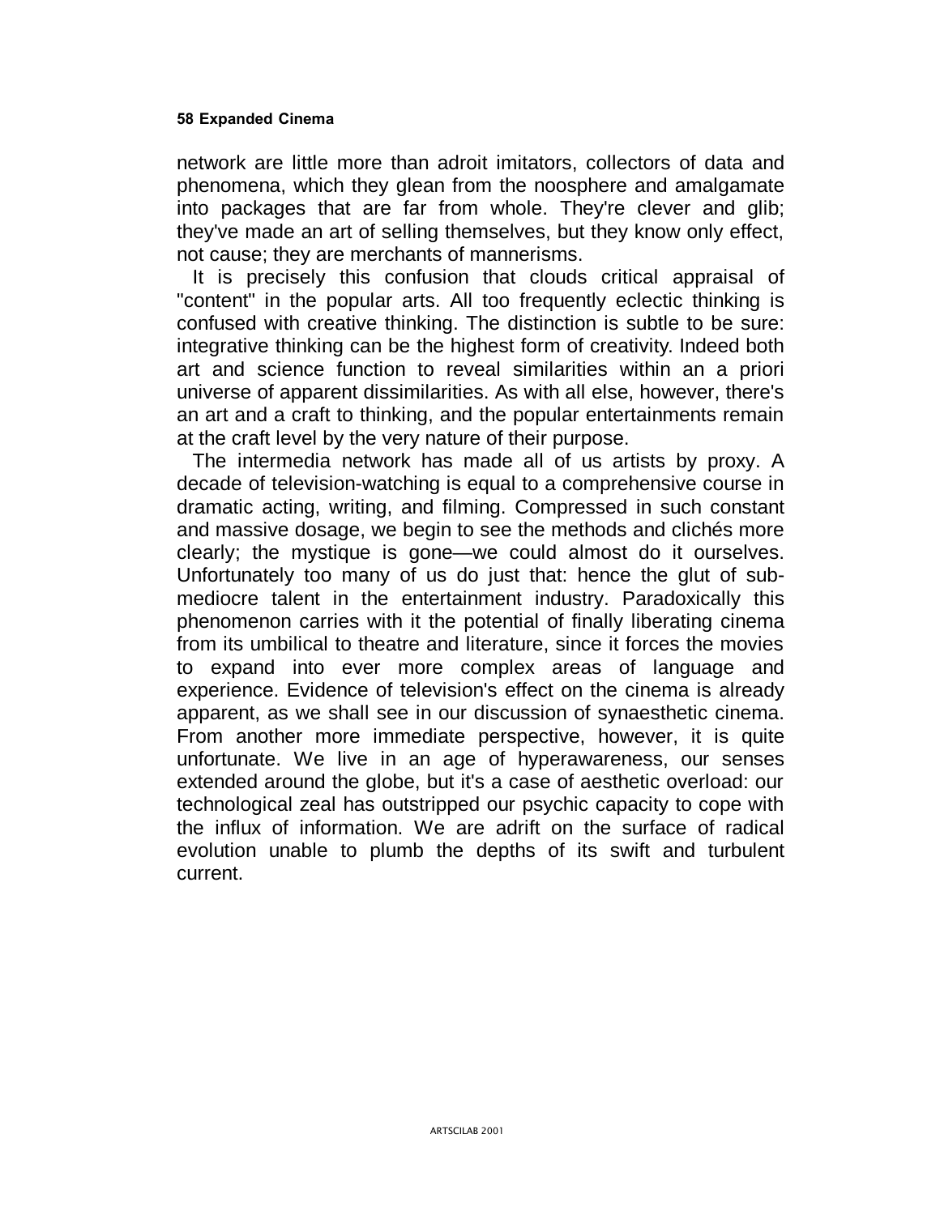network are little more than adroit imitators, collectors of data and phenomena, which they glean from the noosphere and amalgamate into packages that are far from whole. They're clever and glib; they've made an art of selling themselves, but they know only effect, not cause; they are merchants of mannerisms.

It is precisely this confusion that clouds critical appraisal of "content" in the popular arts. All too frequently eclectic thinking is confused with creative thinking. The distinction is subtle to be sure: integrative thinking can be the highest form of creativity. Indeed both art and science function to reveal similarities within an a priori universe of apparent dissimilarities. As with all else, however, there's an art and a craft to thinking, and the popular entertainments remain at the craft level by the very nature of their purpose.

The intermedia network has made all of us artists by proxy. A decade of television-watching is equal to a comprehensive course in dramatic acting, writing, and filming. Compressed in such constant and massive dosage, we begin to see the methods and clichés more clearly; the mystique is gone—we could almost do it ourselves. Unfortunately too many of us do just that: hence the glut of sub-mediocre talent in the entertainment industry. Paradoxically this phenomenon carries with it the potential of finally liberating cinema from its umbilical to theatre and literature, since it forces the movies to expand into ever more complex areas of language and experience. Evidence of television's effect on the cinema is already apparent, as we shall see in our discussion of synaesthetic cinema. From another more immediate perspective, however, it is quite unfortunate. We live in an age of hyperawareness, our senses extended around the globe, but it's a case of aesthetic overload: our technological zeal has outstripped our psychic capacity to cope with the influx of information. We are adrift on the surface of radical evolution unable to plumb the depths of its swift and turbulent current.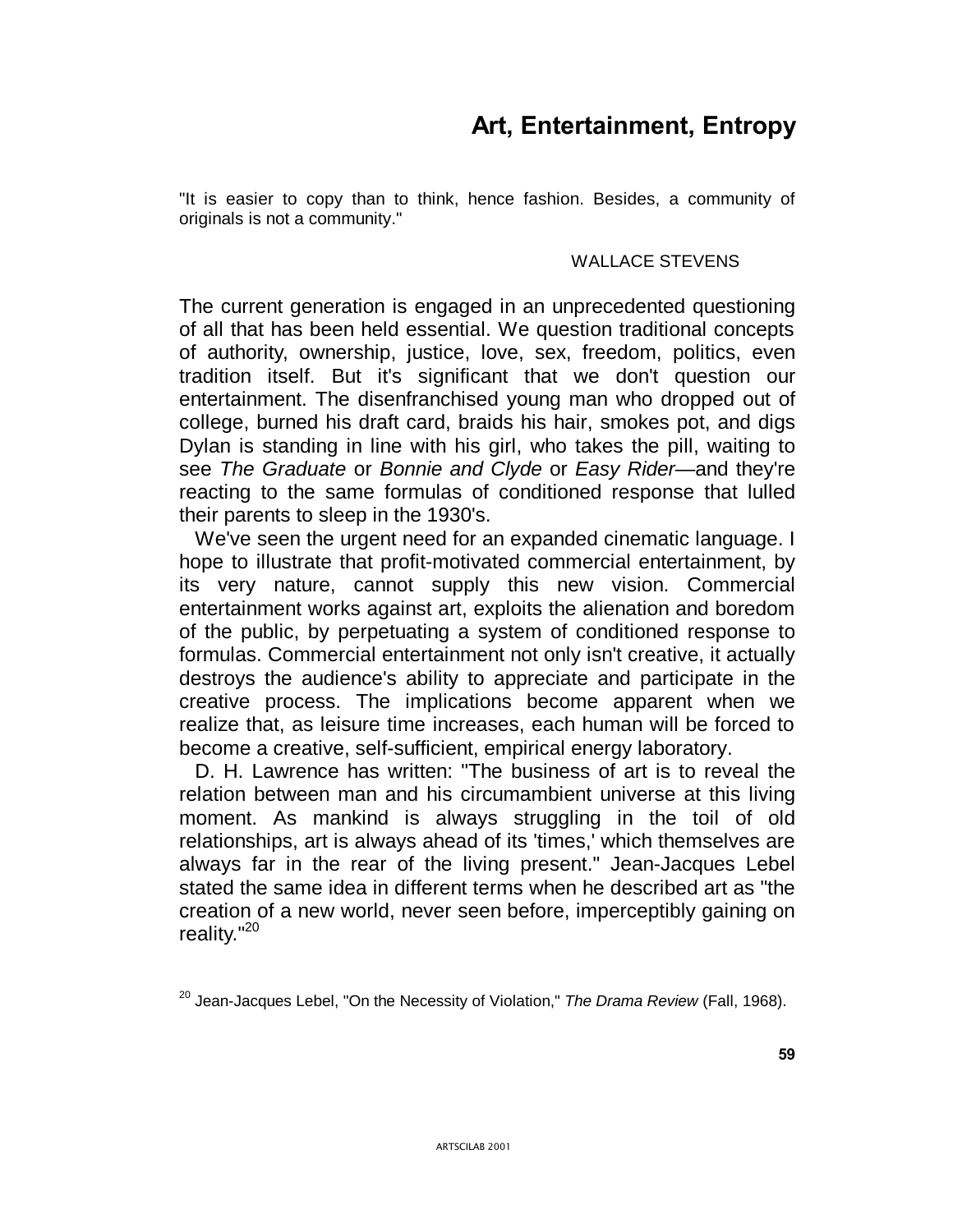# Art, Entertainment, Entropy

"It is easier to copy than to think, hence fashion. Besides, a community of originals is not a community."

WALLACE STEVENS

The current generation is engaged in an unprecedented questioning of all that has been held essential. We question traditional concepts of authority, ownership, justice, love, sex, freedom, politics, even tradition itself. But it's significant that we don't question our entertainment. The disenfranchised young man who dropped out of college, burned his draft card, braids his hair, smokes pot, and digs Dylan is standing in line with his girl, who takes the pill, waiting to see *The Graduate* or *Bonnie and Clyde* or *Easy Rider*—and they're reacting to the same formulas of conditioned response that lulled their parents to sleep in the 1930's.

We've seen the urgent need for an expanded cinematic language. I hope to illustrate that profit-motivated commercial entertainment, by its very nature, cannot supply this new vision. Commercial entertainment works against art, exploits the alienation and boredom of the public, by perpetuating a system of conditioned response to formulas. Commercial entertainment not only isn't creative, it actually destroys the audience's ability to appreciate and participate in the creative process. The implications become apparent when we realize that, as leisure time increases, each human will be forced to become a creative, self-sufficient, empirical energy laboratory.

D. H. Lawrence has written: "The business of art is to reveal the relation between man and his circumambient universe at this living moment. As mankind is always struggling in the toil of old relationships, art is always ahead of its 'times,' which themselves are always far in the rear of the living present." Jean-Jacques Lebel stated the same idea in different terms when he described art as "the creation of a new world, never seen before, imperceptibly gaining on reality."[20]

[20] Jean-Jacques Lebel, "On the Necessity of Violation," *The Drama Review* (Fall, 1968).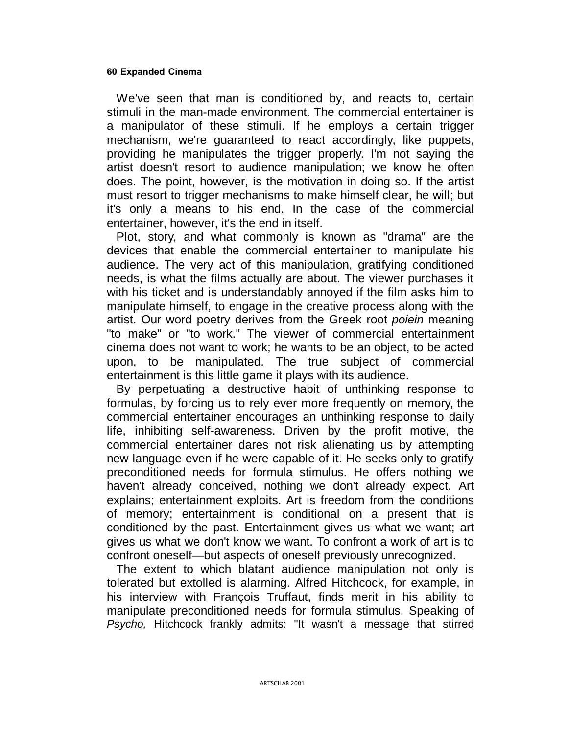We've seen that man is conditioned by, and reacts to, certain stimuli in the man-made environment. The commercial entertainer is a manipulator of these stimuli. If he employs a certain trigger mechanism, we're guaranteed to react accordingly, like puppets, providing he manipulates the trigger properly. I'm not saying the artist doesn't resort to audience manipulation; we know he often does. The point, however, is the motivation in doing so. If the artist must resort to trigger mechanisms to make himself clear, he will; but it's only a means to his end. In the case of the commercial entertainer, however, it's the end in itself.

Plot, story, and what commonly is known as "drama" are the devices that enable the commercial entertainer to manipulate his audience. The very act of this manipulation, gratifying conditioned needs, is what the films actually are about. The viewer purchases it with his ticket and is understandably annoyed if the film asks him to manipulate himself, to engage in the creative process along with the artist. Our word poetry derives from the Greek root *poiein* meaning "to make" or "to work." The viewer of commercial entertainment cinema does not want to work; he wants to be an object, to be acted upon, to be manipulated. The true subject of commercial entertainment is this little game it plays with its audience.

By perpetuating a destructive habit of unthinking response to formulas, by forcing us to rely ever more frequently on memory, the commercial entertainer encourages an unthinking response to daily life, inhibiting self-awareness. Driven by the profit motive, the commercial entertainer dares not risk alienating us by attempting new language even if he were capable of it. He seeks only to gratify preconditioned needs for formula stimulus. He offers nothing we haven't already conceived, nothing we don't already expect. Art explains; entertainment exploits. Art is freedom from the conditions of memory; entertainment is conditional on a present that is conditioned by the past. Entertainment gives us what we want; art gives us what we don't know we want. To confront a work of art is to confront oneself—but aspects of oneself previously unrecognized.

The extent to which blatant audience manipulation not only is tolerated but extolled is alarming. Alfred Hitchcock, for example, in his interview with François Truffaut, finds merit in his ability to manipulate preconditioned needs for formula stimulus. Speaking of *Psycho,* Hitchcock frankly admits: "It wasn't a message that stirred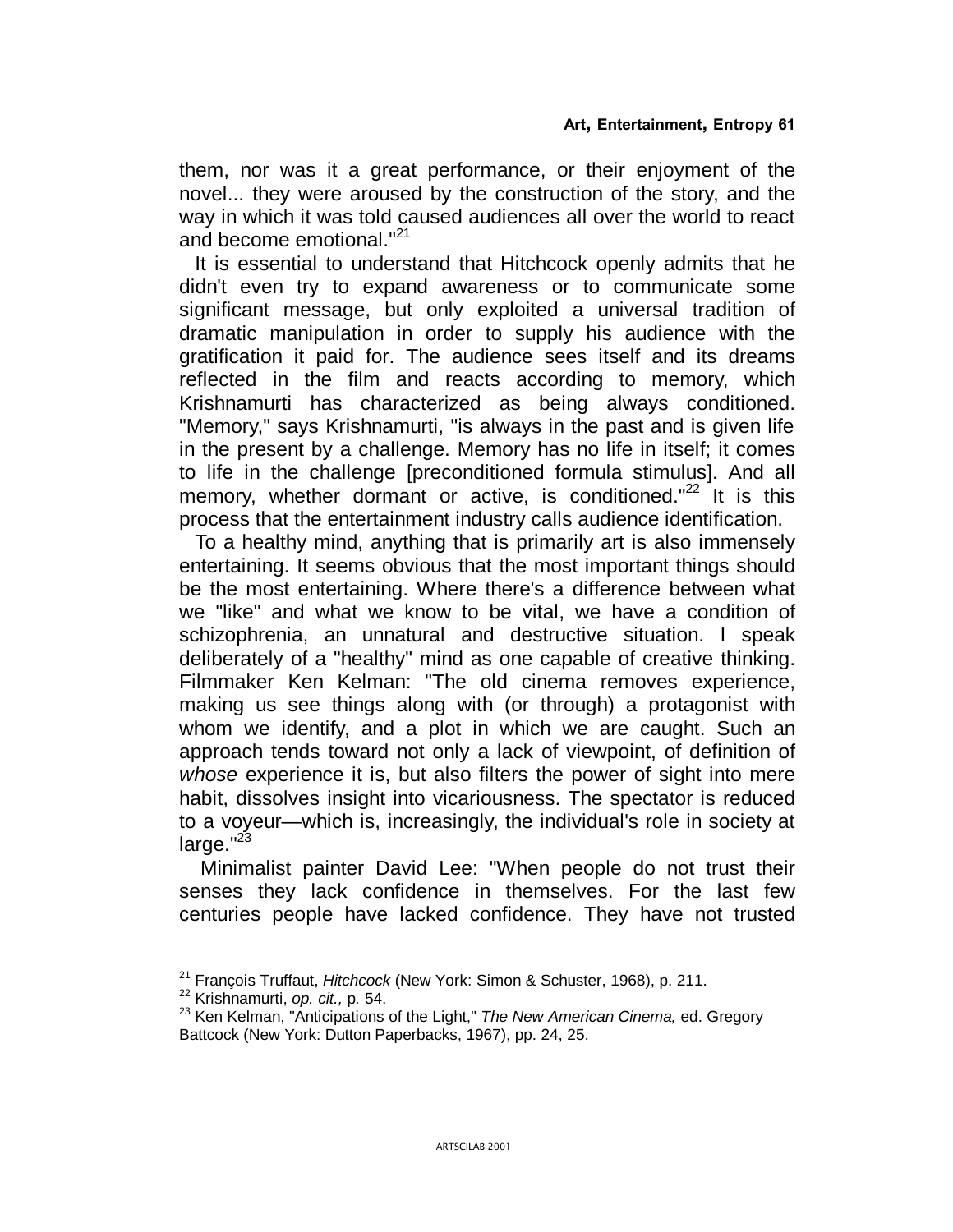them, nor was it a great performance, or their enjoyment of the novel... they were aroused by the construction of the story, and the way in which it was told caused audiences all over the world to react and become emotional."[21]

It is essential to understand that Hitchcock openly admits that he didn't even try to expand awareness or to communicate some significant message, but only exploited a universal tradition of dramatic manipulation in order to supply his audience with the gratification it paid for. The audience sees itself and its dreams reflected in the film and reacts according to memory, which Krishnamurti has characterized as being always conditioned. "Memory," says Krishnamurti, "is always in the past and is given life in the present by a challenge. Memory has no life in itself; it comes to life in the challenge [preconditioned formula stimulus]. And all memory, whether dormant or active, is conditioned."[22] It is this process that the entertainment industry calls audience identification.

To a healthy mind, anything that is primarily art is also immensely entertaining. It seems obvious that the most important things should be the most entertaining. Where there's a difference between what we "like" and what we know to be vital, we have a condition of schizophrenia, an unnatural and destructive situation. I speak deliberately of a "healthy" mind as one capable of creative thinking. Filmmaker Ken Kelman: "The old cinema removes experience, making us see things along with (or through) a protagonist with whom we identify, and a plot in which we are caught. Such an approach tends toward not only a lack of viewpoint, of definition of *whose* experience it is, but also filters the power of sight into mere habit, dissolves insight into vicariousness. The spectator is reduced to a voyeur—which is, increasingly, the individual's role in society at large."[23]

Minimalist painter David Lee: "When people do not trust their senses they lack confidence in themselves. For the last few centuries people have lacked confidence. They have not trusted

[21] François Truffaut, *Hitchcock* (New York: Simon & Schuster, 1968), p. 211.
[22] Krishnamurti, *op. cit.,* p. 54.
[23] Ken Kelman, "Anticipations of the Light," *The New American Cinema,* ed. Gregory Battcock (New York: Dutton Paperbacks, 1967), pp. 24, 25.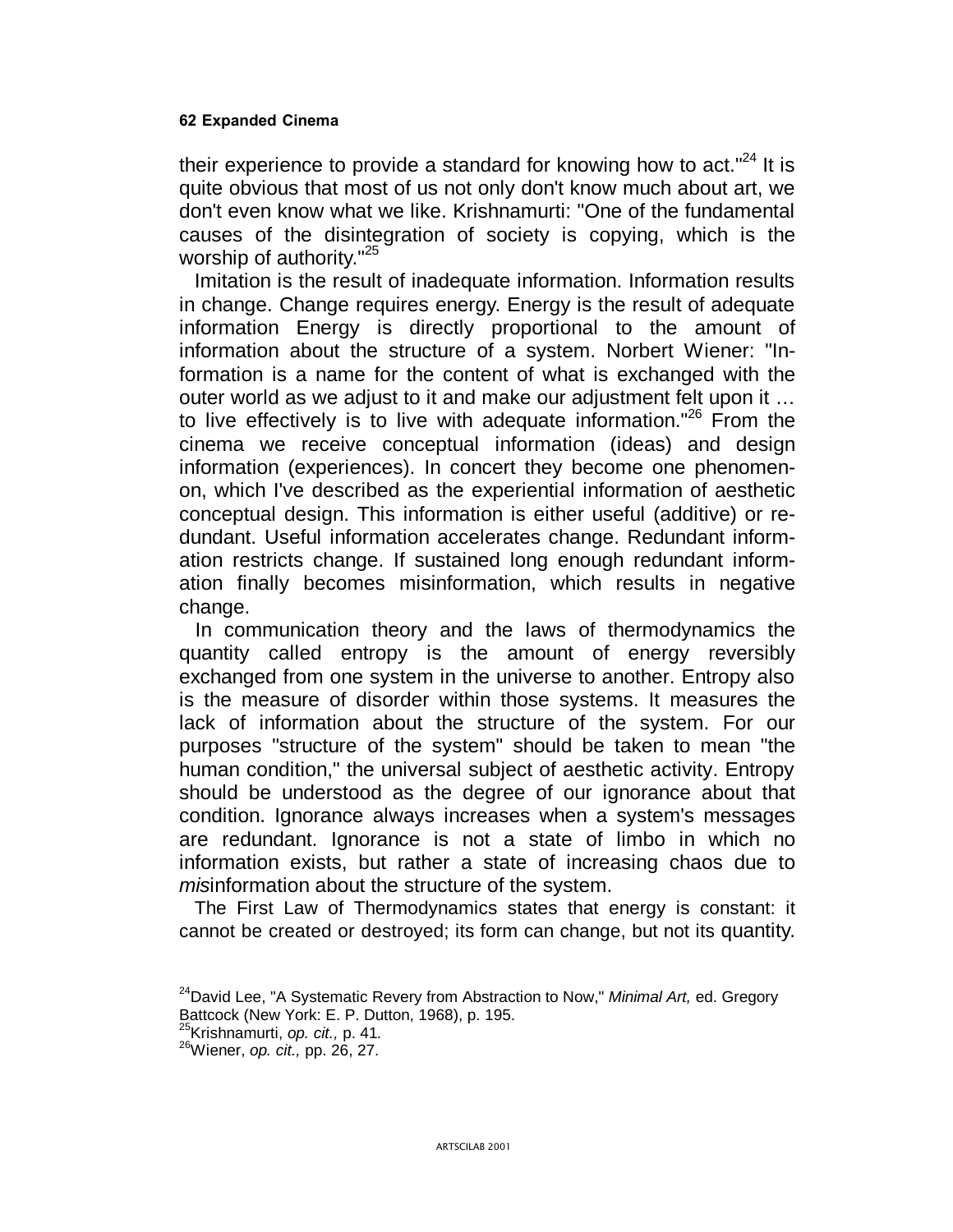their experience to provide a standard for knowing how to act."[24] It is quite obvious that most of us not only don't know much about art, we don't even know what we like. Krishnamurti: "One of the fundamental causes of the disintegration of society is copying, which is the worship of authority."[25]

Imitation is the result of inadequate information. Information results in change. Change requires energy. Energy is the result of adequate information Energy is directly proportional to the amount of information about the structure of a system. Norbert Wiener: "Information is a name for the content of what is exchanged with the outer world as we adjust to it and make our adjustment felt upon it … to live effectively is to live with adequate information."[26] From the cinema we receive conceptual information (ideas) and design information (experiences). In concert they become one phenomenon, which I've described as the experiential information of aesthetic conceptual design. This information is either useful (additive) or redundant. Useful information accelerates change. Redundant information restricts change. If sustained long enough redundant information finally becomes misinformation, which results in negative change.

In communication theory and the laws of thermodynamics the quantity called entropy is the amount of energy reversibly exchanged from one system in the universe to another. Entropy also is the measure of disorder within those systems. It measures the lack of information about the structure of the system. For our purposes "structure of the system" should be taken to mean "the human condition," the universal subject of aesthetic activity. Entropy should be understood as the degree of our ignorance about that condition. Ignorance always increases when a system's messages are redundant. Ignorance is not a state of limbo in which no information exists, but rather a state of increasing chaos due to *mis*information about the structure of the system.

The First Law of Thermodynamics states that energy is constant: it cannot be created or destroyed; its form can change, but not its quantity.

[24] David Lee, "A Systematic Revery from Abstraction to Now," *Minimal Art,* ed. Gregory Battcock (New York: E. P. Dutton, 1968), p. 195.

[25] Krishnamurti, *op. cit.,* p. 41.

[26] Wiener, *op. cit.,* pp. 26, 27.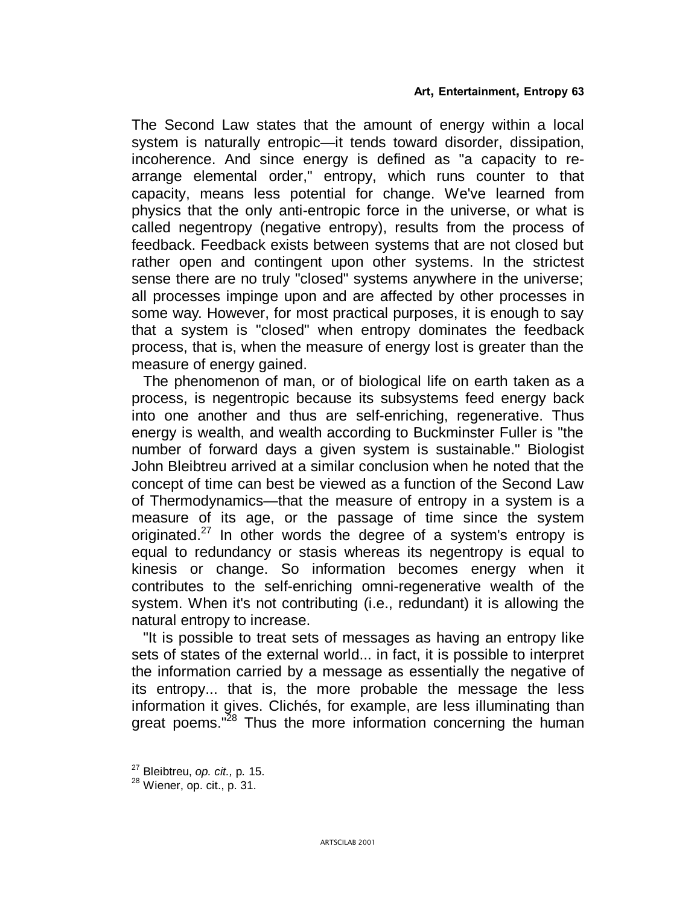The Second Law states that the amount of energy within a local system is naturally entropic—it tends toward disorder, dissipation, incoherence. And since energy is defined as "a capacity to re-arrange elemental order," entropy, which runs counter to that capacity, means less potential for change. We've learned from physics that the only anti-entropic force in the universe, or what is called negentropy (negative entropy), results from the process of feedback. Feedback exists between systems that are not closed but rather open and contingent upon other systems. In the strictest sense there are no truly "closed" systems anywhere in the universe; all processes impinge upon and are affected by other processes in some way. However, for most practical purposes, it is enough to say that a system is "closed" when entropy dominates the feedback process, that is, when the measure of energy lost is greater than the measure of energy gained.

The phenomenon of man, or of biological life on earth taken as a process, is negentropic because its subsystems feed energy back into one another and thus are self-enriching, regenerative. Thus energy is wealth, and wealth according to Buckminster Fuller is "the number of forward days a given system is sustainable." Biologist John Bleibtreu arrived at a similar conclusion when he noted that the concept of time can best be viewed as a function of the Second Law of Thermodynamics—that the measure of entropy in a system is a measure of its age, or the passage of time since the system originated.[27] In other words the degree of a system's entropy is equal to redundancy or stasis whereas its negentropy is equal to kinesis or change. So information becomes energy when it contributes to the self-enriching omni-regenerative wealth of the system. When it's not contributing (i.e., redundant) it is allowing the natural entropy to increase.

"It is possible to treat sets of messages as having an entropy like sets of states of the external world... in fact, it is possible to interpret the information carried by a message as essentially the negative of its entropy... that is, the more probable the message the less information it gives. Clichés, for example, are less illuminating than great poems."[28] Thus the more information concerning the human

[27] Bleibtreu, *op. cit.,* p. 15.

[28] Wiener, op. cit., p. 31.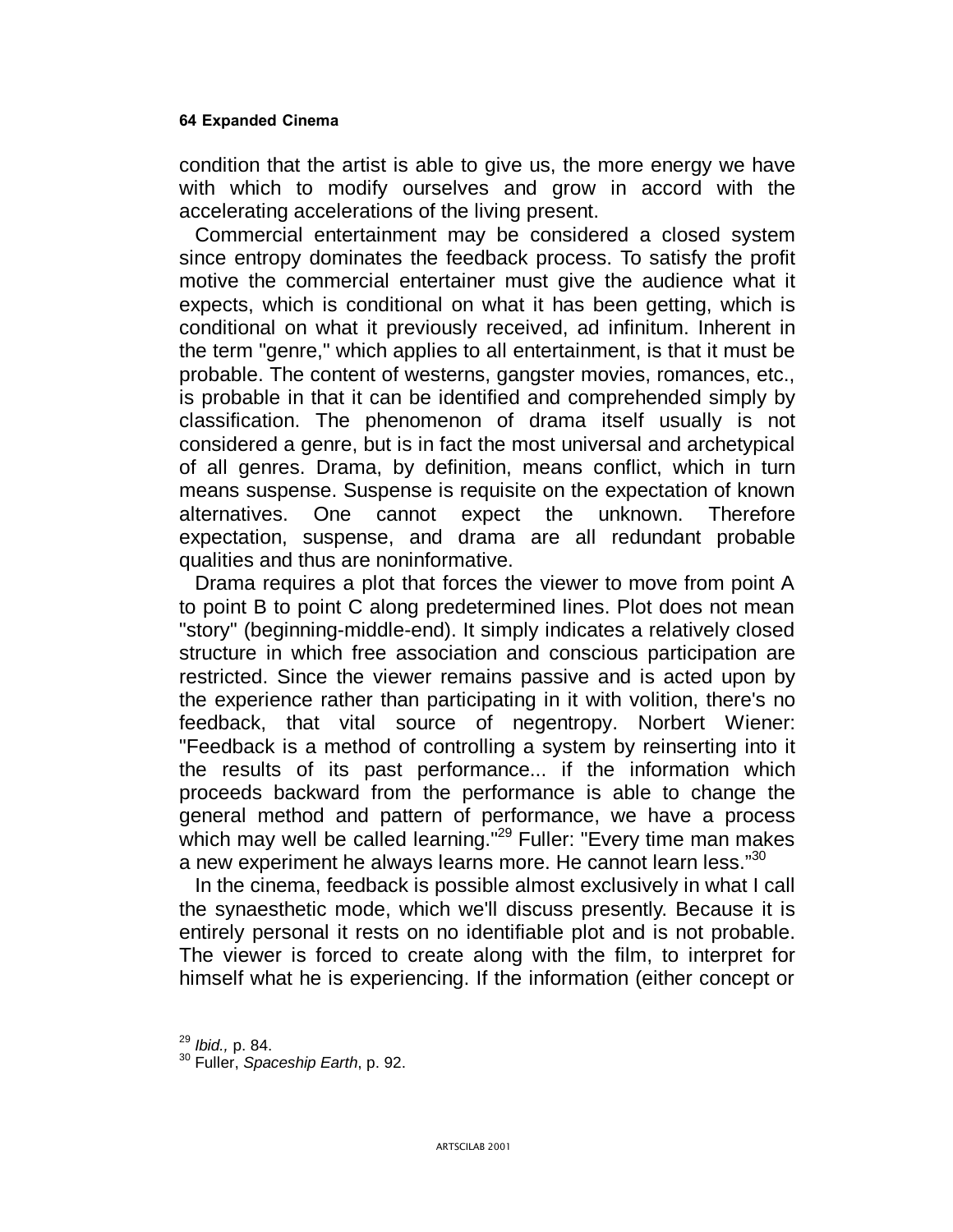condition that the artist is able to give us, the more energy we have with which to modify ourselves and grow in accord with the accelerating accelerations of the living present.

Commercial entertainment may be considered a closed system since entropy dominates the feedback process. To satisfy the profit motive the commercial entertainer must give the audience what it expects, which is conditional on what it has been getting, which is conditional on what it previously received, ad infinitum. Inherent in the term "genre," which applies to all entertainment, is that it must be probable. The content of westerns, gangster movies, romances, etc., is probable in that it can be identified and comprehended simply by classification. The phenomenon of drama itself usually is not considered a genre, but is in fact the most universal and archetypical of all genres. Drama, by definition, means conflict, which in turn means suspense. Suspense is requisite on the expectation of known alternatives. One cannot expect the unknown. Therefore expectation, suspense, and drama are all redundant probable qualities and thus are noninformative.

Drama requires a plot that forces the viewer to move from point A to point B to point C along predetermined lines. Plot does not mean "story" (beginning-middle-end). It simply indicates a relatively closed structure in which free association and conscious participation are restricted. Since the viewer remains passive and is acted upon by the experience rather than participating in it with volition, there's no feedback, that vital source of negentropy. Norbert Wiener: "Feedback is a method of controlling a system by reinserting into it the results of its past performance... if the information which proceeds backward from the performance is able to change the general method and pattern of performance, we have a process which may well be called learning."[29] Fuller: "Every time man makes a new experiment he always learns more. He cannot learn less."[30]

In the cinema, feedback is possible almost exclusively in what I call the synaesthetic mode, which we'll discuss presently. Because it is entirely personal it rests on no identifiable plot and is not probable. The viewer is forced to create along with the film, to interpret for himself what he is experiencing. If the information (either concept or

[29] *Ibid.,* p. 84.
[30] Fuller, *Spaceship Earth*, p. 92.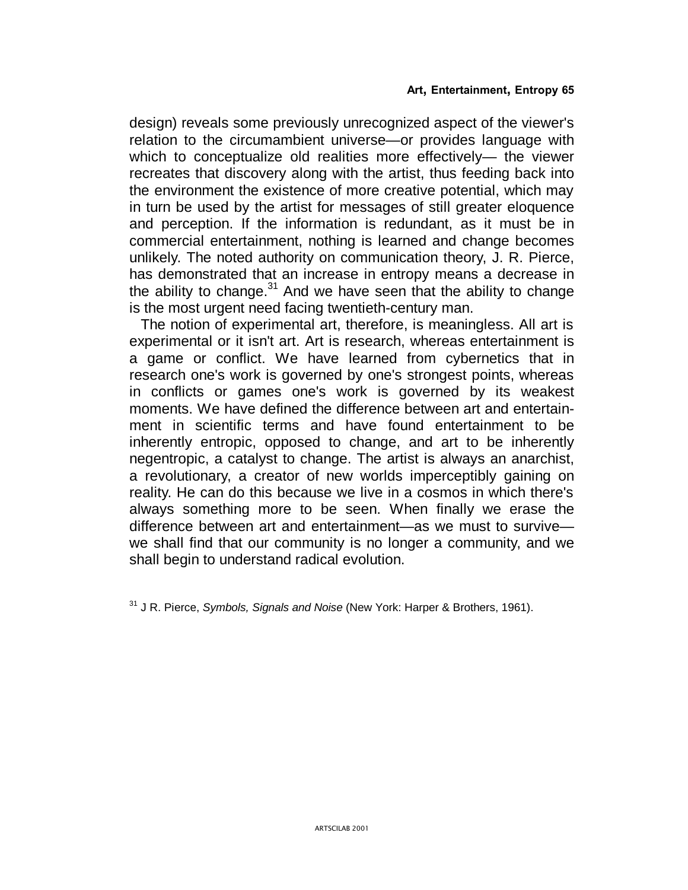design) reveals some previously unrecognized aspect of the viewer's relation to the circumambient universe—or provides language with which to conceptualize old realities more effectively— the viewer recreates that discovery along with the artist, thus feeding back into the environment the existence of more creative potential, which may in turn be used by the artist for messages of still greater eloquence and perception. If the information is redundant, as it must be in commercial entertainment, nothing is learned and change becomes unlikely. The noted authority on communication theory, J. R. Pierce, has demonstrated that an increase in entropy means a decrease in the ability to change.[31] And we have seen that the ability to change is the most urgent need facing twentieth-century man.

The notion of experimental art, therefore, is meaningless. All art is experimental or it isn't art. Art is research, whereas entertainment is a game or conflict. We have learned from cybernetics that in research one's work is governed by one's strongest points, whereas in conflicts or games one's work is governed by its weakest moments. We have defined the difference between art and entertainment in scientific terms and have found entertainment to be inherently entropic, opposed to change, and art to be inherently negentropic, a catalyst to change. The artist is always an anarchist, a revolutionary, a creator of new worlds imperceptibly gaining on reality. He can do this because we live in a cosmos in which there's always something more to be seen. When finally we erase the difference between art and entertainment—as we must to survive—we shall find that our community is no longer a community, and we shall begin to understand radical evolution.

[31] J R. Pierce, *Symbols, Signals and Noise* (New York: Harper & Brothers, 1961).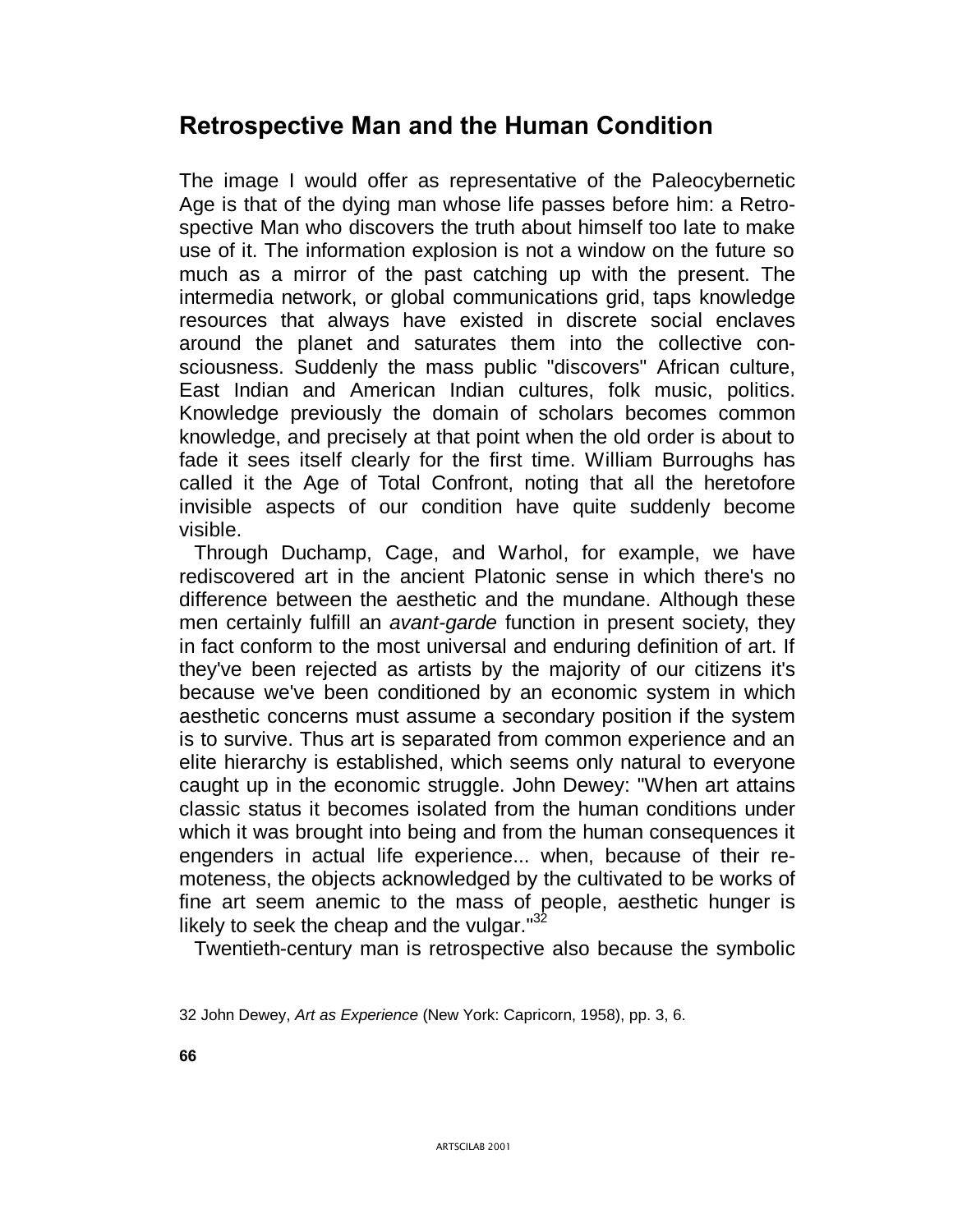## Retrospective Man and the Human Condition

The image I would offer as representative of the Paleocybernetic Age is that of the dying man whose life passes before him: a Retrospective Man who discovers the truth about himself too late to make use of it. The information explosion is not a window on the future so much as a mirror of the past catching up with the present. The intermedia network, or global communications grid, taps knowledge resources that always have existed in discrete social enclaves around the planet and saturates them into the collective consciousness. Suddenly the mass public "discovers" African culture, East Indian and American Indian cultures, folk music, politics. Knowledge previously the domain of scholars becomes common knowledge, and precisely at that point when the old order is about to fade it sees itself clearly for the first time. William Burroughs has called it the Age of Total Confront, noting that all the heretofore invisible aspects of our condition have quite suddenly become visible.

Through Duchamp, Cage, and Warhol, for example, we have rediscovered art in the ancient Platonic sense in which there's no difference between the aesthetic and the mundane. Although these men certainly fulfill an *avant-garde* function in present society, they in fact conform to the most universal and enduring definition of art. If they've been rejected as artists by the majority of our citizens it's because we've been conditioned by an economic system in which aesthetic concerns must assume a secondary position if the system is to survive. Thus art is separated from common experience and an elite hierarchy is established, which seems only natural to everyone caught up in the economic struggle. John Dewey: "When art attains classic status it becomes isolated from the human conditions under which it was brought into being and from the human consequences it engenders in actual life experience... when, because of their remoteness, the objects acknowledged by the cultivated to be works of fine art seem anemic to the mass of people, aesthetic hunger is likely to seek the cheap and the vulgar."[32]

Twentieth-century man is retrospective also because the symbolic

32 John Dewey, *Art as Experience* (New York: Capricorn, 1958), pp. 3, 6.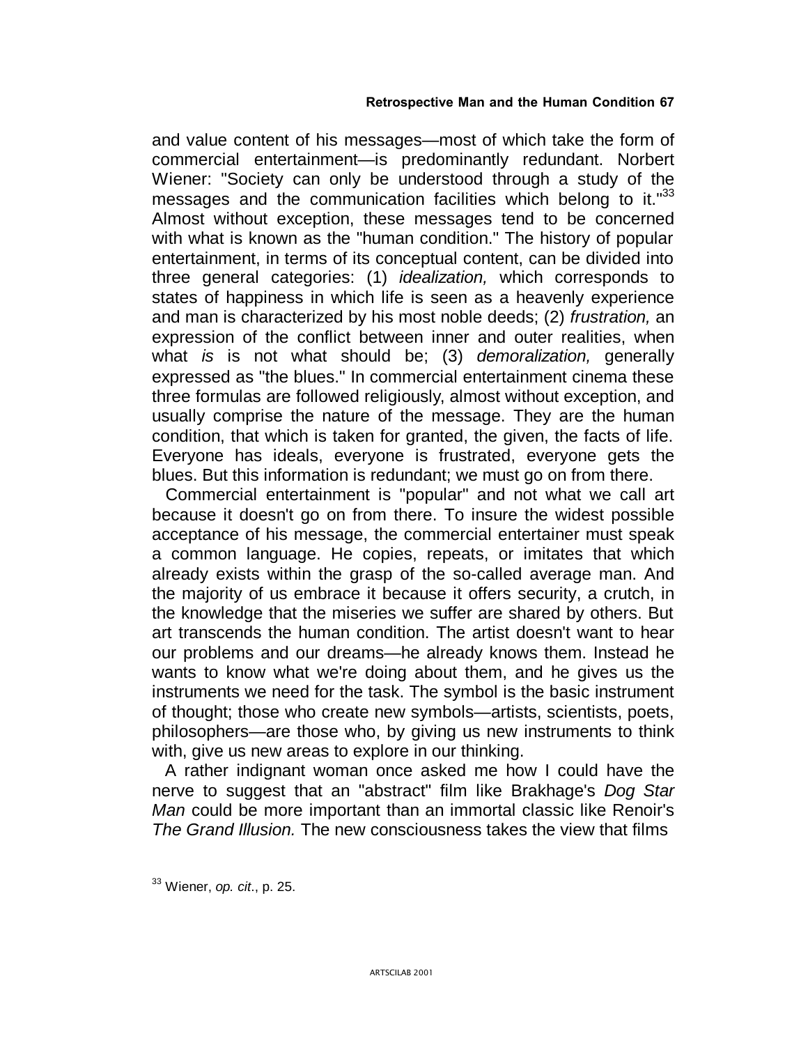and value content of his messages—most of which take the form of commercial entertainment—is predominantly redundant. Norbert Wiener: "Society can only be understood through a study of the messages and the communication facilities which belong to it."[33] Almost without exception, these messages tend to be concerned with what is known as the "human condition." The history of popular entertainment, in terms of its conceptual content, can be divided into three general categories: (1) *idealization,* which corresponds to states of happiness in which life is seen as a heavenly experience and man is characterized by his most noble deeds; (2) *frustration,* an expression of the conflict between inner and outer realities, when what *is* is not what should be; (3) *demoralization,* generally expressed as "the blues." In commercial entertainment cinema these three formulas are followed religiously, almost without exception, and usually comprise the nature of the message. They are the human condition, that which is taken for granted, the given, the facts of life. Everyone has ideals, everyone is frustrated, everyone gets the blues. But this information is redundant; we must go on from there.

Commercial entertainment is "popular" and not what we call art because it doesn't go on from there. To insure the widest possible acceptance of his message, the commercial entertainer must speak a common language. He copies, repeats, or imitates that which already exists within the grasp of the so-called average man. And the majority of us embrace it because it offers security, a crutch, in the knowledge that the miseries we suffer are shared by others. But art transcends the human condition. The artist doesn't want to hear our problems and our dreams—he already knows them. Instead he wants to know what we're doing about them, and he gives us the instruments we need for the task. The symbol is the basic instrument of thought; those who create new symbols—artists, scientists, poets, philosophers—are those who, by giving us new instruments to think with, give us new areas to explore in our thinking.

A rather indignant woman once asked me how I could have the nerve to suggest that an "abstract" film like Brakhage's *Dog Star Man* could be more important than an immortal classic like Renoir's *The Grand Illusion.* The new consciousness takes the view that films

[33] Wiener, *op. cit*., p. 25.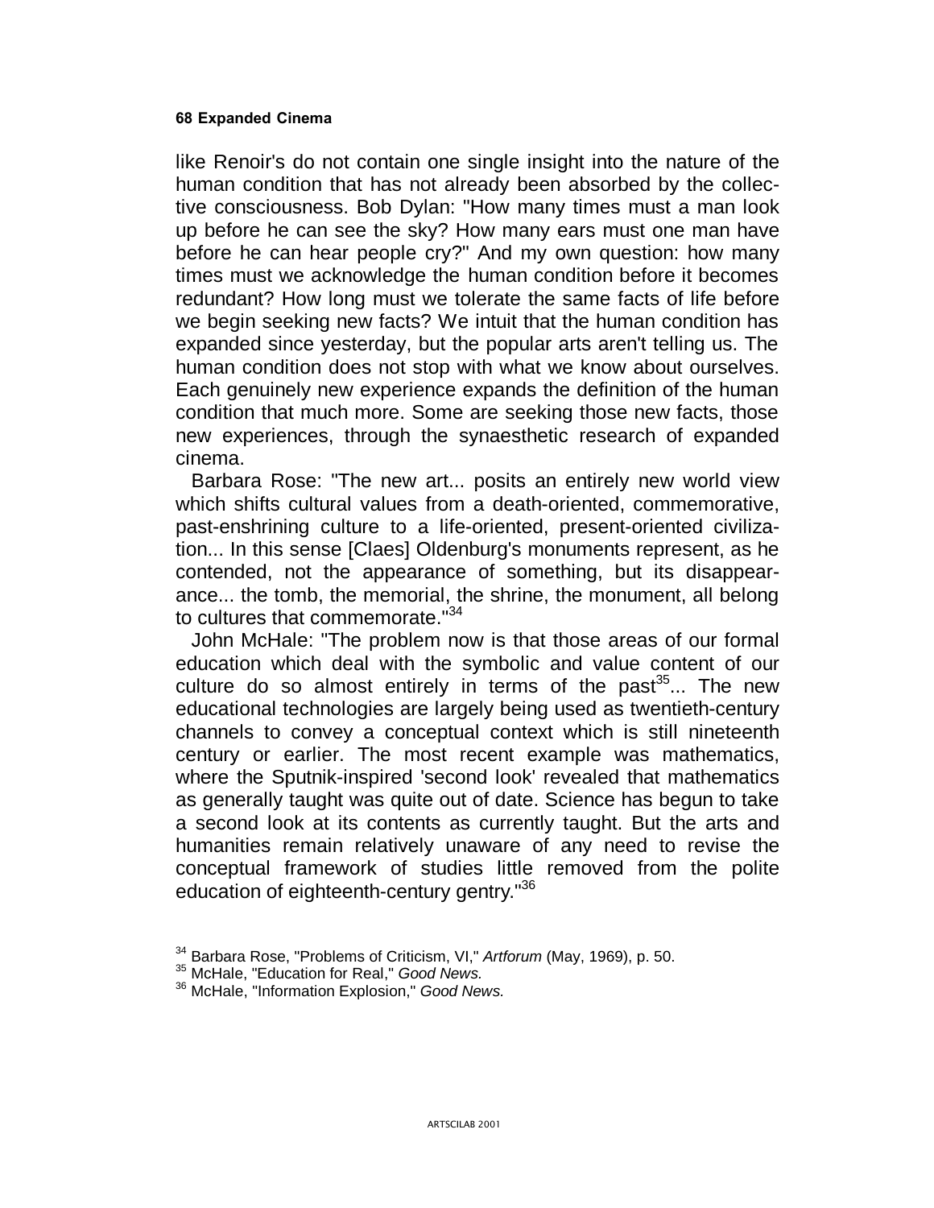like Renoir's do not contain one single insight into the nature of the human condition that has not already been absorbed by the collective consciousness. Bob Dylan: "How many times must a man look up before he can see the sky? How many ears must one man have before he can hear people cry?" And my own question: how many times must we acknowledge the human condition before it becomes redundant? How long must we tolerate the same facts of life before we begin seeking new facts? We intuit that the human condition has expanded since yesterday, but the popular arts aren't telling us. The human condition does not stop with what we know about ourselves. Each genuinely new experience expands the definition of the human condition that much more. Some are seeking those new facts, those new experiences, through the synaesthetic research of expanded cinema.

Barbara Rose: "The new art... posits an entirely new world view which shifts cultural values from a death-oriented, commemorative, past-enshrining culture to a life-oriented, present-oriented civilization... In this sense [Claes] Oldenburg's monuments represent, as he contended, not the appearance of something, but its disappearance... the tomb, the memorial, the shrine, the monument, all belong to cultures that commemorate."[34]

John McHale: "The problem now is that those areas of our formal education which deal with the symbolic and value content of our culture do so almost entirely in terms of the past[35]... The new educational technologies are largely being used as twentieth-century channels to convey a conceptual context which is still nineteenth century or earlier. The most recent example was mathematics, where the Sputnik-inspired 'second look' revealed that mathematics as generally taught was quite out of date. Science has begun to take a second look at its contents as currently taught. But the arts and humanities remain relatively unaware of any need to revise the conceptual framework of studies little removed from the polite education of eighteenth-century gentry."[36]

[34] Barbara Rose, "Problems of Criticism, VI," *Artforum* (May, 1969), p. 50.
[35] McHale, "Education for Real," *Good News.*
[36] McHale, "Information Explosion," *Good News.*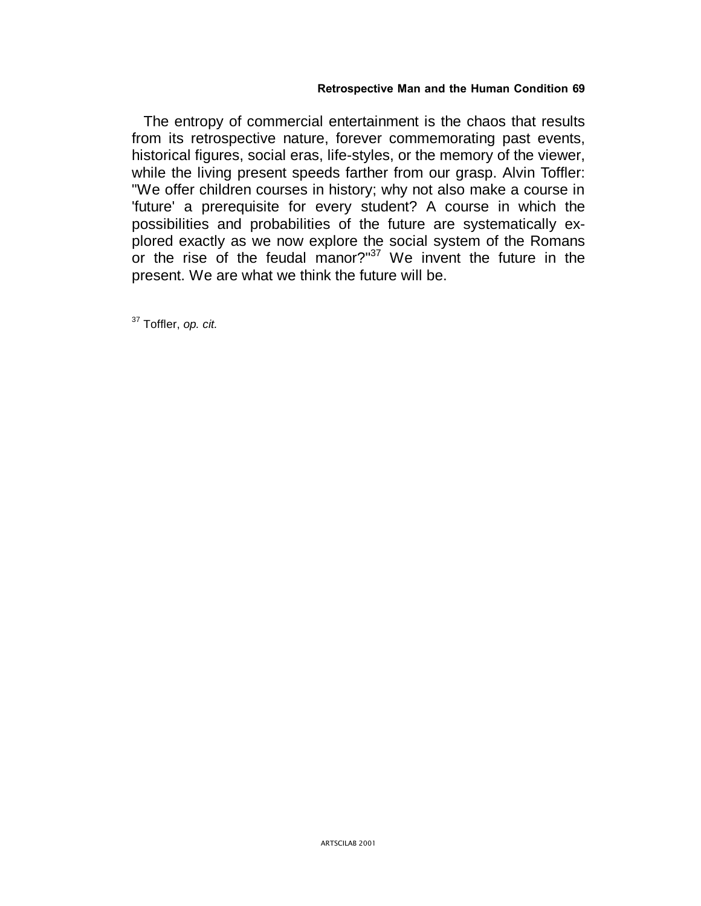The entropy of commercial entertainment is the chaos that results from its retrospective nature, forever commemorating past events, historical figures, social eras, life-styles, or the memory of the viewer, while the living present speeds farther from our grasp. Alvin Toffler: "We offer children courses in history; why not also make a course in 'future' a prerequisite for every student? A course in which the possibilities and probabilities of the future are systematically explored exactly as we now explore the social system of the Romans or the rise of the feudal manor?"[37] We invent the future in the present. We are what we think the future will be.

[37] Toffler, *op. cit.*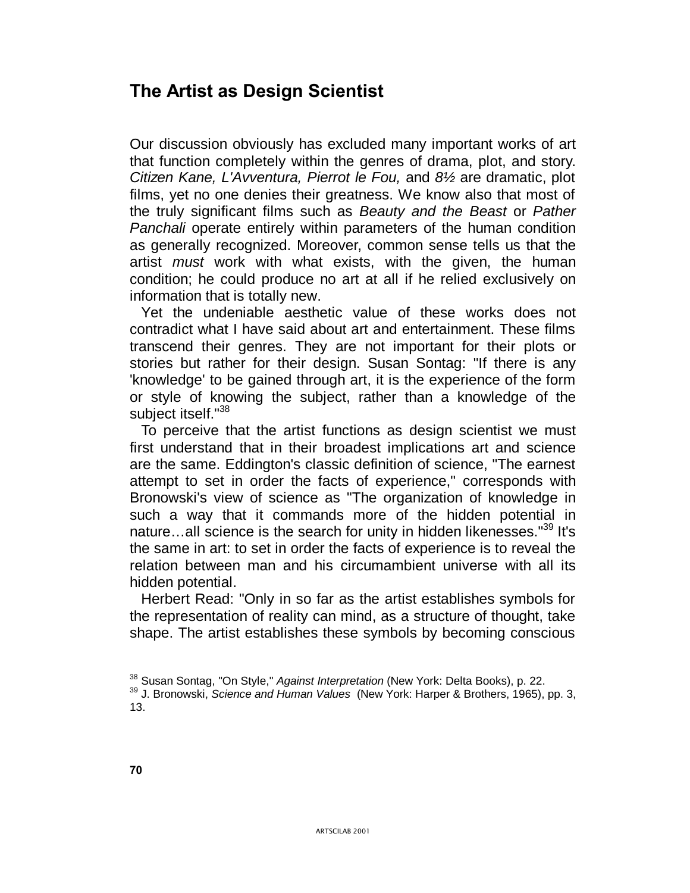## The Artist as Design Scientist

Our discussion obviously has excluded many important works of art that function completely within the genres of drama, plot, and story. *Citizen Kane, L'Avventura, Pierrot le Fou,* and *8½* are dramatic, plot films, yet no one denies their greatness. We know also that most of the truly significant films such as *Beauty and the Beast* or *Pather Panchali* operate entirely within parameters of the human condition as generally recognized. Moreover, common sense tells us that the artist *must* work with what exists, with the given, the human condition; he could produce no art at all if he relied exclusively on information that is totally new.

Yet the undeniable aesthetic value of these works does not contradict what I have said about art and entertainment. These films transcend their genres. They are not important for their plots or stories but rather for their design. Susan Sontag: "If there is any 'knowledge' to be gained through art, it is the experience of the form or style of knowing the subject, rather than a knowledge of the subject itself."[38]

To perceive that the artist functions as design scientist we must first understand that in their broadest implications art and science are the same. Eddington's classic definition of science, "The earnest attempt to set in order the facts of experience," corresponds with Bronowski's view of science as "The organization of knowledge in such a way that it commands more of the hidden potential in nature…all science is the search for unity in hidden likenesses."[39] It's the same in art: to set in order the facts of experience is to reveal the relation between man and his circumambient universe with all its hidden potential.

Herbert Read: "Only in so far as the artist establishes symbols for the representation of reality can mind, as a structure of thought, take shape. The artist establishes these symbols by becoming conscious

[38] Susan Sontag, "On Style," *Against Interpretation* (New York: Delta Books), p. 22.

[39] J. Bronowski, *Science and Human Values* (New York: Harper & Brothers, 1965), pp. 3, 13.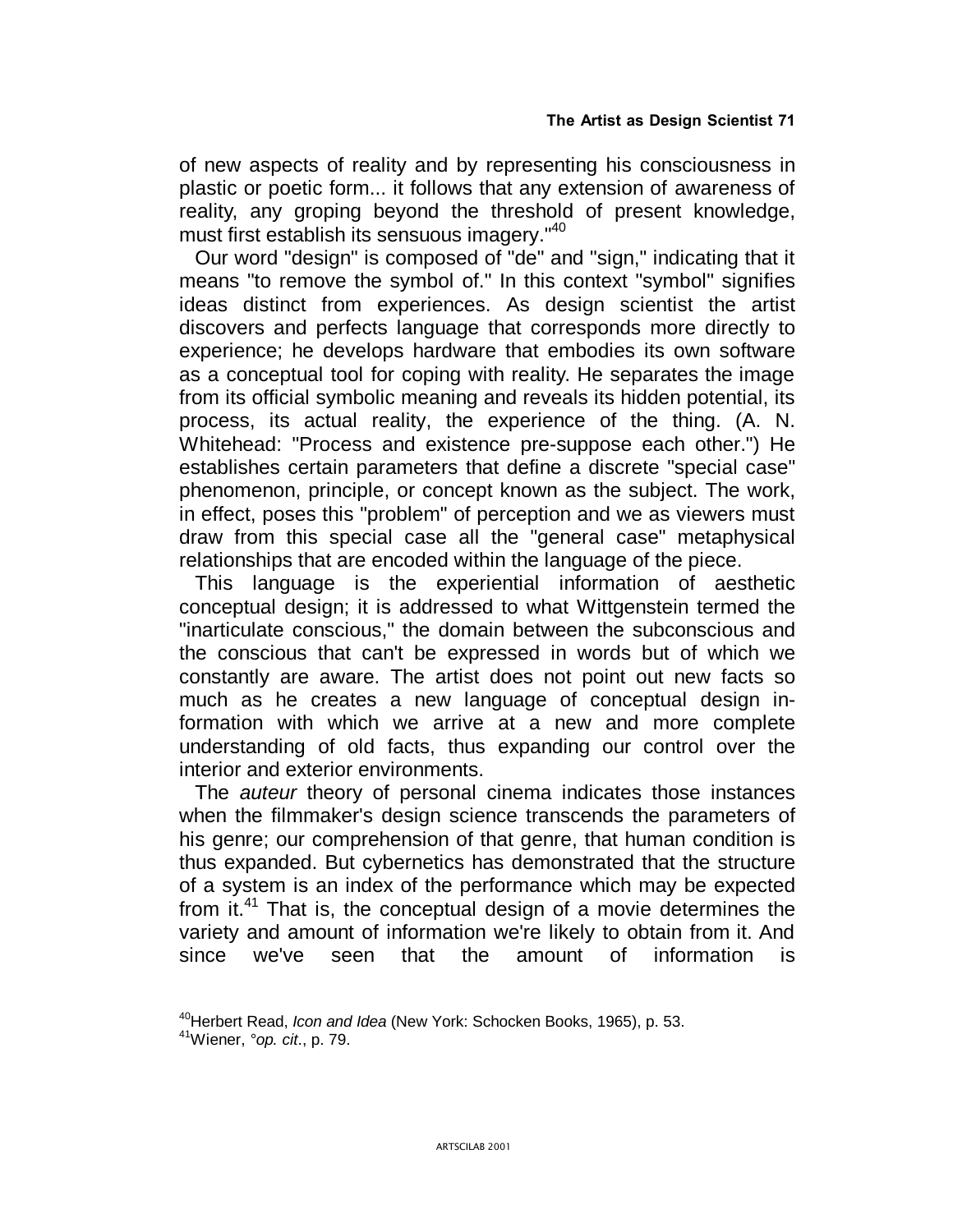of new aspects of reality and by representing his consciousness in plastic or poetic form... it follows that any extension of awareness of reality, any groping beyond the threshold of present knowledge, must first establish its sensuous imagery."[40]

Our word "design" is composed of "de" and "sign," indicating that it means "to remove the symbol of." In this context "symbol" signifies ideas distinct from experiences. As design scientist the artist discovers and perfects language that corresponds more directly to experience; he develops hardware that embodies its own software as a conceptual tool for coping with reality. He separates the image from its official symbolic meaning and reveals its hidden potential, its process, its actual reality, the experience of the thing. (A. N. Whitehead: "Process and existence pre-suppose each other.") He establishes certain parameters that define a discrete "special case" phenomenon, principle, or concept known as the subject. The work, in effect, poses this "problem" of perception and we as viewers must draw from this special case all the "general case" metaphysical relationships that are encoded within the language of the piece.

This language is the experiential information of aesthetic conceptual design; it is addressed to what Wittgenstein termed the "inarticulate conscious," the domain between the subconscious and the conscious that can't be expressed in words but of which we constantly are aware. The artist does not point out new facts so much as he creates a new language of conceptual design information with which we arrive at a new and more complete understanding of old facts, thus expanding our control over the interior and exterior environments.

The *auteur* theory of personal cinema indicates those instances when the filmmaker's design science transcends the parameters of his genre; our comprehension of that genre, that human condition is thus expanded. But cybernetics has demonstrated that the structure of a system is an index of the performance which may be expected from it.[41] That is, the conceptual design of a movie determines the variety and amount of information we're likely to obtain from it. And since we've seen that the amount of information is

[40]Herbert Read, *Icon and Idea* (New York: Schocken Books, 1965), p. 53.
[41]Wiener, °*op. cit*., p. 79.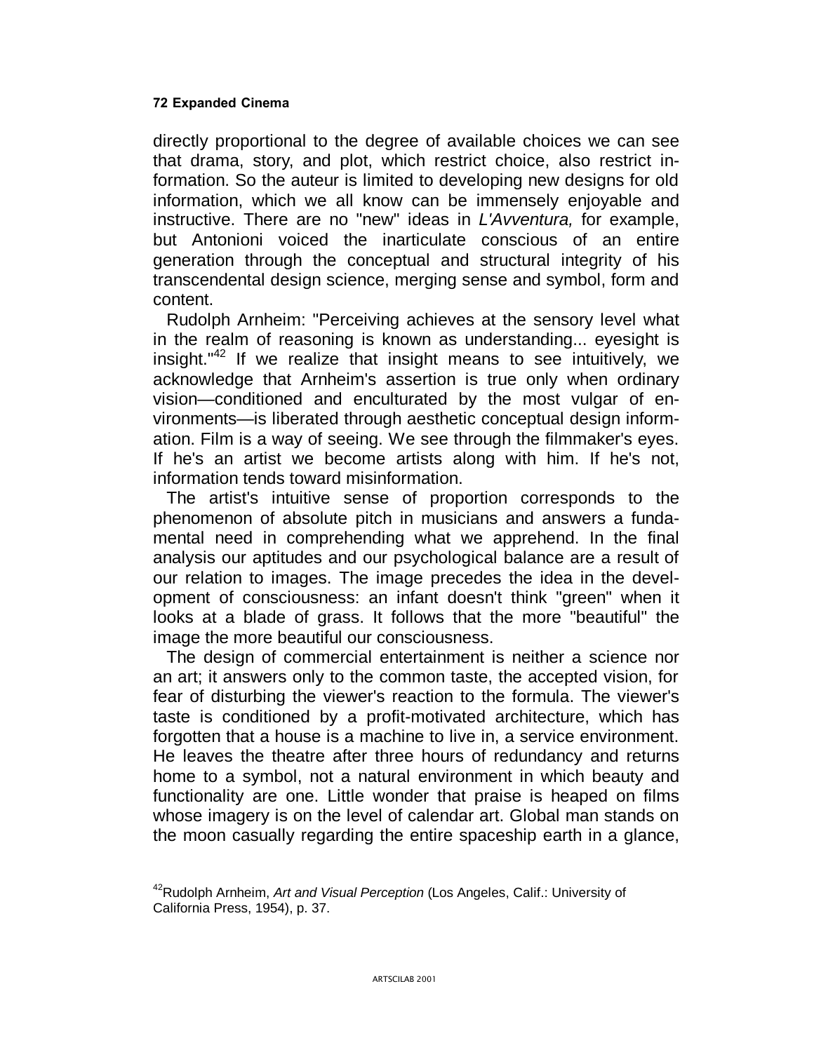directly proportional to the degree of available choices we can see that drama, story, and plot, which restrict choice, also restrict information. So the auteur is limited to developing new designs for old information, which we all know can be immensely enjoyable and instructive. There are no "new" ideas in *L'Avventura,* for example, but Antonioni voiced the inarticulate conscious of an entire generation through the conceptual and structural integrity of his transcendental design science, merging sense and symbol, form and content.

Rudolph Arnheim: "Perceiving achieves at the sensory level what in the realm of reasoning is known as understanding... eyesight is insight."[42] If we realize that insight means to see intuitively, we acknowledge that Arnheim's assertion is true only when ordinary vision—conditioned and enculturated by the most vulgar of environments—is liberated through aesthetic conceptual design information. Film is a way of seeing. We see through the filmmaker's eyes. If he's an artist we become artists along with him. If he's not, information tends toward misinformation.

The artist's intuitive sense of proportion corresponds to the phenomenon of absolute pitch in musicians and answers a fundamental need in comprehending what we apprehend. In the final analysis our aptitudes and our psychological balance are a result of our relation to images. The image precedes the idea in the development of consciousness: an infant doesn't think "green" when it looks at a blade of grass. It follows that the more "beautiful" the image the more beautiful our consciousness.

The design of commercial entertainment is neither a science nor an art; it answers only to the common taste, the accepted vision, for fear of disturbing the viewer's reaction to the formula. The viewer's taste is conditioned by a profit-motivated architecture, which has forgotten that a house is a machine to live in, a service environment. He leaves the theatre after three hours of redundancy and returns home to a symbol, not a natural environment in which beauty and functionality are one. Little wonder that praise is heaped on films whose imagery is on the level of calendar art. Global man stands on the moon casually regarding the entire spaceship earth in a glance,

[42] Rudolph Arnheim, *Art and Visual Perception* (Los Angeles, Calif.: University of California Press, 1954), p. 37.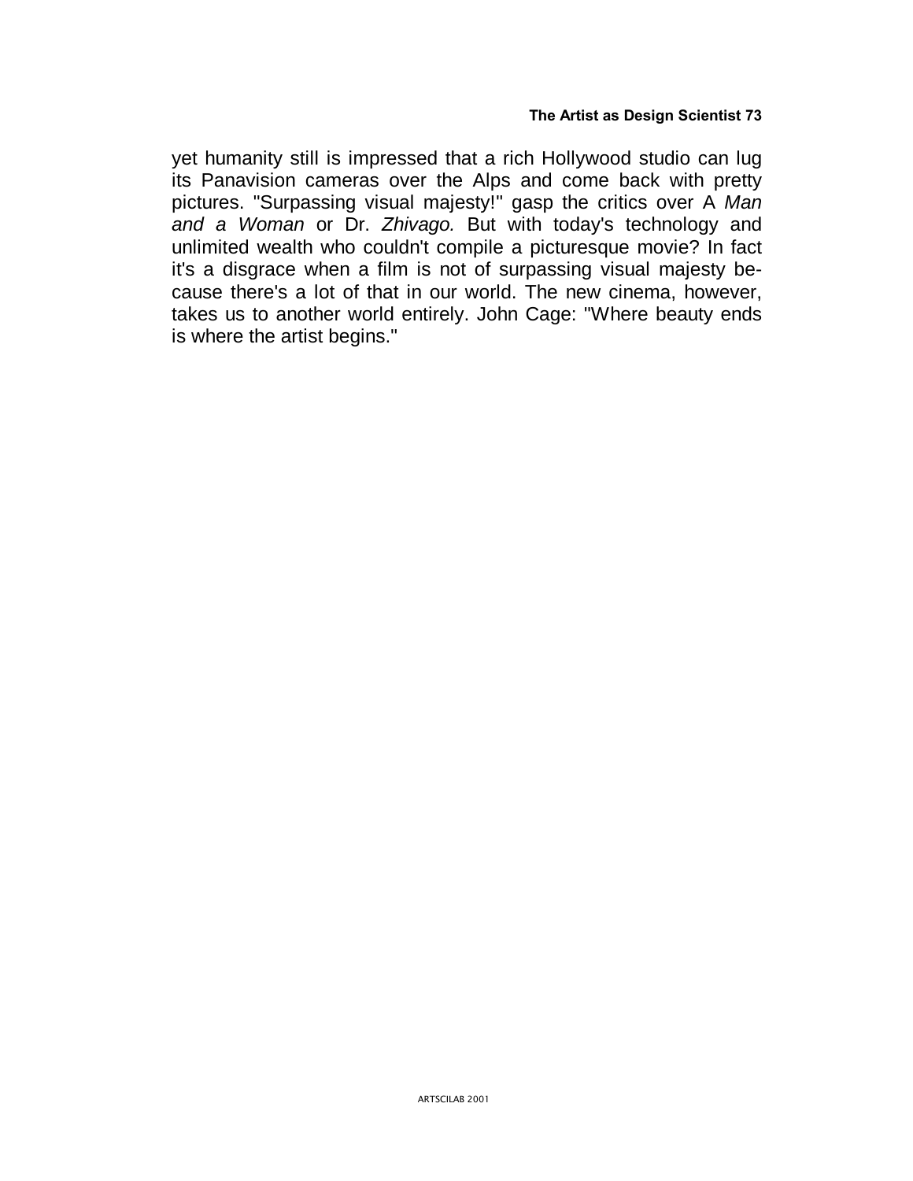yet humanity still is impressed that a rich Hollywood studio can lug its Panavision cameras over the Alps and come back with pretty pictures. "Surpassing visual majesty!" gasp the critics over A *Man and a Woman* or Dr. *Zhivago.* But with today's technology and unlimited wealth who couldn't compile a picturesque movie? In fact it's a disgrace when a film is not of surpassing visual majesty because there's a lot of that in our world. The new cinema, however, takes us to another world entirely. John Cage: "Where beauty ends is where the artist begins."